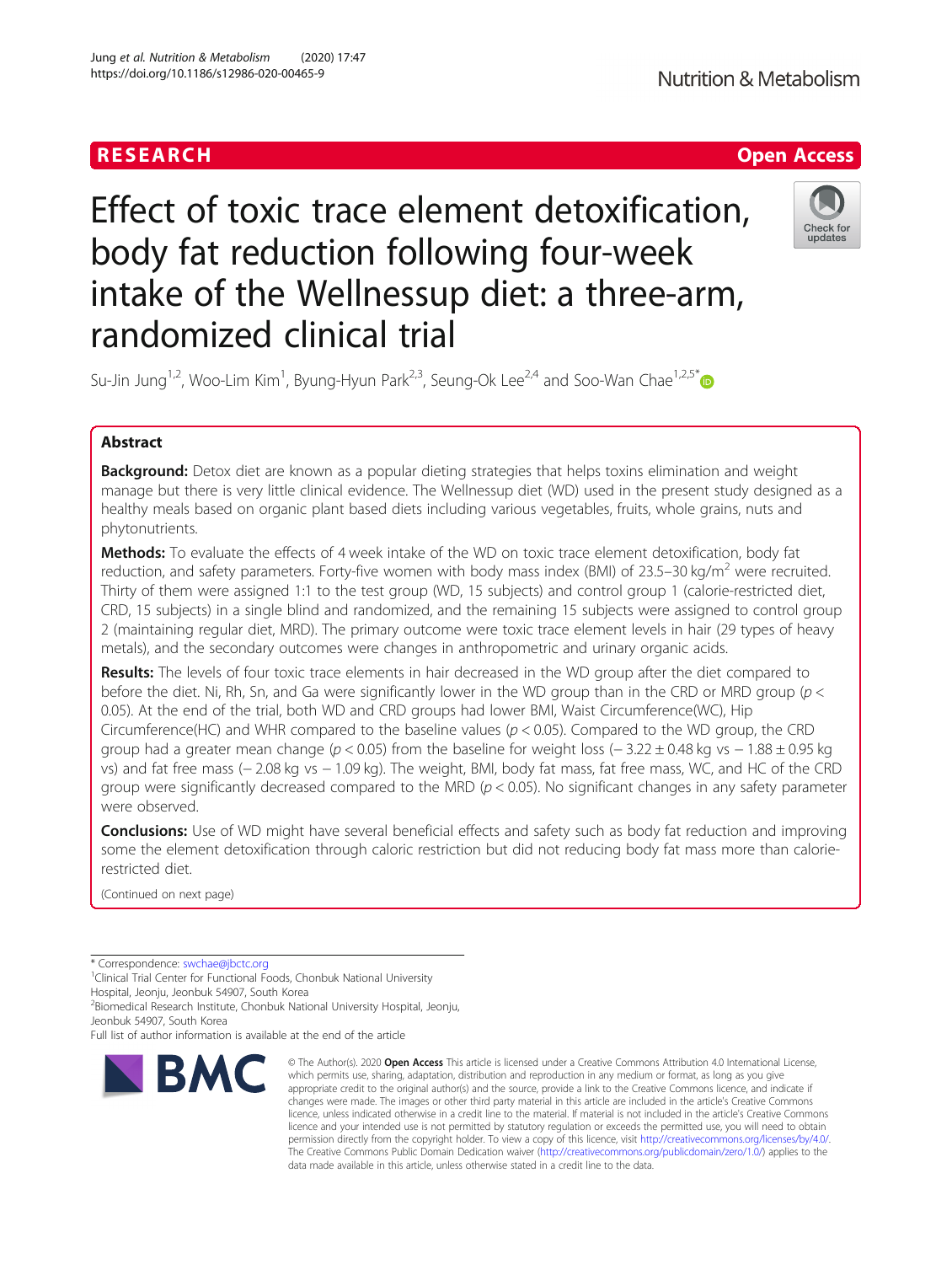RESEARCH

Open Access

# Effect of toxic trace element detoxification, body fat reduction following four-week intake of the Wellnessup diet: a three-arm, randomized clinical trial

Su-Jin Jung[1,2], Woo-Lim Kim[1], Byung-Hyun Park[2,3], Seung-Ok Lee[2,4] and Soo-Wan Chae[1,2,5*]

## Abstract

**Background:** Detox diet are known as a popular dieting strategies that helps toxins elimination and weight manage but there is very little clinical evidence. The Wellnessup diet (WD) used in the present study designed as a healthy meals based on organic plant based diets including various vegetables, fruits, whole grains, nuts and phytonutrients.

**Methods:** To evaluate the effects of 4 week intake of the WD on toxic trace element detoxification, body fat reduction, and safety parameters. Forty-five women with body mass index (BMI) of 23.5–30 kg/m$^2$ were recruited. Thirty of them were assigned 1:1 to the test group (WD, 15 subjects) and control group 1 (calorie-restricted diet, CRD, 15 subjects) in a single blind and randomized, and the remaining 15 subjects were assigned to control group 2 (maintaining regular diet, MRD). The primary outcome were toxic trace element levels in hair (29 types of heavy metals), and the secondary outcomes were changes in anthropometric and urinary organic acids.

**Results:** The levels of four toxic trace elements in hair decreased in the WD group after the diet compared to before the diet. Ni, Rh, Sn, and Ga were significantly lower in the WD group than in the CRD or MRD group ($p < 0.05$). At the end of the trial, both WD and CRD groups had lower BMI, Waist Circumference(WC), Hip Circumference(HC) and WHR compared to the baseline values ($p < 0.05$). Compared to the WD group, the CRD group had a greater mean change ($p < 0.05$) from the baseline for weight loss (− 3.22 ± 0.48 kg vs − 1.88 ± 0.95 kg vs) and fat free mass (− 2.08 kg vs − 1.09 kg). The weight, BMI, body fat mass, fat free mass, WC, and HC of the CRD group were significantly decreased compared to the MRD ($p < 0.05$). No significant changes in any safety parameter were observed.

**Conclusions:** Use of WD might have several beneficial effects and safety such as body fat reduction and improving some the element detoxification through caloric restriction but did not reducing body fat mass more than calorie-restricted diet.

(Continued on next page)

\* Correspondence: swchae@jbctc.org

[1]Clinical Trial Center for Functional Foods, Chonbuk National University Hospital, Jeonju, Jeonbuk 54907, South Korea

[2]Biomedical Research Institute, Chonbuk National University Hospital, Jeonju, Jeonbuk 54907, South Korea

Full list of author information is available at the end of the article

© The Author(s). 2020 **Open Access** This article is licensed under a Creative Commons Attribution 4.0 International License, which permits use, sharing, adaptation, distribution and reproduction in any medium or format, as long as you give appropriate credit to the original author(s) and the source, provide a link to the Creative Commons licence, and indicate if changes were made. The images or other third party material in this article are included in the article's Creative Commons licence, unless indicated otherwise in a credit line to the material. If material is not included in the article's Creative Commons licence and your intended use is not permitted by statutory regulation or exceeds the permitted use, you will need to obtain permission directly from the copyright holder. To view a copy of this licence, visit http://creativecommons.org/licenses/by/4.0/. The Creative Commons Public Domain Dedication waiver (http://creativecommons.org/publicdomain/zero/1.0/) applies to the data made available in this article, unless otherwise stated in a credit line to the data.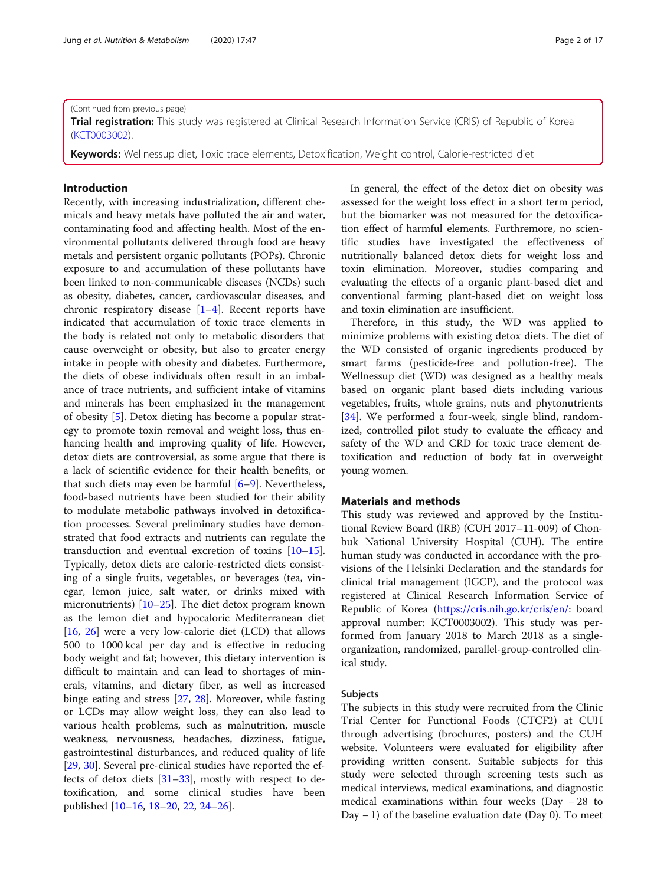(Continued from previous page)

**Trial registration:** This study was registered at Clinical Research Information Service (CRIS) of Republic of Korea (KCT0003002).

**Keywords:** Wellnessup diet, Toxic trace elements, Detoxification, Weight control, Calorie-restricted diet

## Introduction

Recently, with increasing industrialization, different chemicals and heavy metals have polluted the air and water, contaminating food and affecting health. Most of the environmental pollutants delivered through food are heavy metals and persistent organic pollutants (POPs). Chronic exposure to and accumulation of these pollutants have been linked to non-communicable diseases (NCDs) such as obesity, diabetes, cancer, cardiovascular diseases, and chronic respiratory disease [1–4]. Recent reports have indicated that accumulation of toxic trace elements in the body is related not only to metabolic disorders that cause overweight or obesity, but also to greater energy intake in people with obesity and diabetes. Furthermore, the diets of obese individuals often result in an imbalance of trace nutrients, and sufficient intake of vitamins and minerals has been emphasized in the management of obesity [5]. Detox dieting has become a popular strategy to promote toxin removal and weight loss, thus enhancing health and improving quality of life. However, detox diets are controversial, as some argue that there is a lack of scientific evidence for their health benefits, or that such diets may even be harmful [6–9]. Nevertheless, food-based nutrients have been studied for their ability to modulate metabolic pathways involved in detoxification processes. Several preliminary studies have demonstrated that food extracts and nutrients can regulate the transduction and eventual excretion of toxins [10–15]. Typically, detox diets are calorie-restricted diets consisting of a single fruits, vegetables, or beverages (tea, vinegar, lemon juice, salt water, or drinks mixed with micronutrients) [10–25]. The diet detox program known as the lemon diet and hypocaloric Mediterranean diet [16, 26] were a very low-calorie diet (LCD) that allows 500 to 1000 kcal per day and is effective in reducing body weight and fat; however, this dietary intervention is difficult to maintain and can lead to shortages of minerals, vitamins, and dietary fiber, as well as increased binge eating and stress [27, 28]. Moreover, while fasting or LCDs may allow weight loss, they can also lead to various health problems, such as malnutrition, muscle weakness, nervousness, headaches, dizziness, fatigue, gastrointestinal disturbances, and reduced quality of life [29, 30]. Several pre-clinical studies have reported the effects of detox diets [31–33], mostly with respect to detoxification, and some clinical studies have been published [10–16, 18–20, 22, 24–26].

In general, the effect of the detox diet on obesity was assessed for the weight loss effect in a short term period, but the biomarker was not measured for the detoxification effect of harmful elements. Furthermore, no scientific studies have investigated the effectiveness of nutritionally balanced detox diets for weight loss and toxin elimination. Moreover, studies comparing and evaluating the effects of a organic plant-based diet and conventional farming plant-based diet on weight loss and toxin elimination are insufficient.

Therefore, in this study, the WD was applied to minimize problems with existing detox diets. The diet of the WD consisted of organic ingredients produced by smart farms (pesticide-free and pollution-free). The Wellnessup diet (WD) was designed as a healthy meals based on organic plant based diets including various vegetables, fruits, whole grains, nuts and phytonutrients [34]. We performed a four-week, single blind, randomized, controlled pilot study to evaluate the efficacy and safety of the WD and CRD for toxic trace element detoxification and reduction of body fat in overweight young women.

## Materials and methods

This study was reviewed and approved by the Institutional Review Board (IRB) (CUH 2017–11-009) of Chonbuk National University Hospital (CUH). The entire human study was conducted in accordance with the provisions of the Helsinki Declaration and the standards for clinical trial management (IGCP), and the protocol was registered at Clinical Research Information Service of Republic of Korea (https://cris.nih.go.kr/cris/en/: board approval number: KCT0003002). This study was performed from January 2018 to March 2018 as a single-organization, randomized, parallel-group-controlled clinical study.

### Subjects

The subjects in this study were recruited from the Clinic Trial Center for Functional Foods (CTCF2) at CUH through advertising (brochures, posters) and the CUH website. Volunteers were evaluated for eligibility after providing written consent. Suitable subjects for this study were selected through screening tests such as medical interviews, medical examinations, and diagnostic medical examinations within four weeks (Day − 28 to Day − 1) of the baseline evaluation date (Day 0). To meet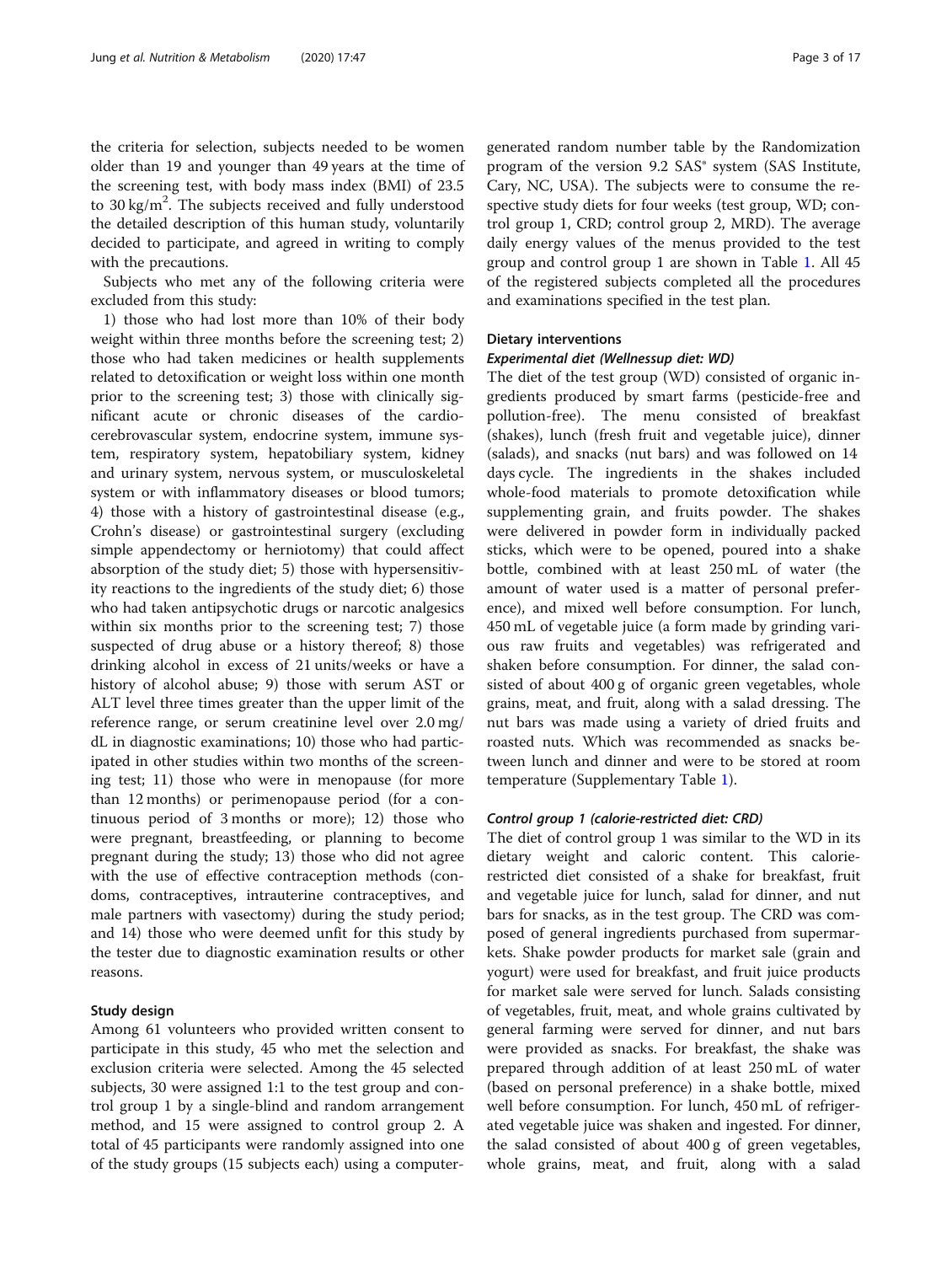the criteria for selection, subjects needed to be women older than 19 and younger than 49 years at the time of the screening test, with body mass index (BMI) of 23.5 to 30 kg/m$^2$. The subjects received and fully understood the detailed description of this human study, voluntarily decided to participate, and agreed in writing to comply with the precautions.

Subjects who met any of the following criteria were excluded from this study:

1) those who had lost more than 10% of their body weight within three months before the screening test; 2) those who had taken medicines or health supplements related to detoxification or weight loss within one month prior to the screening test; 3) those with clinically significant acute or chronic diseases of the cardio-cerebrovascular system, endocrine system, immune system, respiratory system, hepatobiliary system, kidney and urinary system, nervous system, or musculoskeletal system or with inflammatory diseases or blood tumors; 4) those with a history of gastrointestinal disease (e.g., Crohn's disease) or gastrointestinal surgery (excluding simple appendectomy or herniotomy) that could affect absorption of the study diet; 5) those with hypersensitivity reactions to the ingredients of the study diet; 6) those who had taken antipsychotic drugs or narcotic analgesics within six months prior to the screening test; 7) those suspected of drug abuse or a history thereof; 8) those drinking alcohol in excess of 21 units/weeks or have a history of alcohol abuse; 9) those with serum AST or ALT level three times greater than the upper limit of the reference range, or serum creatinine level over 2.0 mg/dL in diagnostic examinations; 10) those who had participated in other studies within two months of the screening test; 11) those who were in menopause (for more than 12 months) or perimenopause period (for a continuous period of 3 months or more); 12) those who were pregnant, breastfeeding, or planning to become pregnant during the study; 13) those who did not agree with the use of effective contraception methods (condoms, contraceptives, intrauterine contraceptives, and male partners with vasectomy) during the study period; and 14) those who were deemed unfit for this study by the tester due to diagnostic examination results or other reasons.

## Study design

Among 61 volunteers who provided written consent to participate in this study, 45 who met the selection and exclusion criteria were selected. Among the 45 selected subjects, 30 were assigned 1:1 to the test group and control group 1 by a single-blind and random arrangement method, and 15 were assigned to control group 2. A total of 45 participants were randomly assigned into one of the study groups (15 subjects each) using a computer-generated random number table by the Randomization program of the version 9.2 SAS® system (SAS Institute, Cary, NC, USA). The subjects were to consume the respective study diets for four weeks (test group, WD; control group 1, CRD; control group 2, MRD). The average daily energy values of the menus provided to the test group and control group 1 are shown in Table 1. All 45 of the registered subjects completed all the procedures and examinations specified in the test plan.

## Dietary interventions

### *Experimental diet (Wellnessup diet: WD)*

The diet of the test group (WD) consisted of organic ingredients produced by smart farms (pesticide-free and pollution-free). The menu consisted of breakfast (shakes), lunch (fresh fruit and vegetable juice), dinner (salads), and snacks (nut bars) and was followed on 14 days cycle. The ingredients in the shakes included whole-food materials to promote detoxification while supplementing grain, and fruits powder. The shakes were delivered in powder form in individually packed sticks, which were to be opened, poured into a shake bottle, combined with at least 250 mL of water (the amount of water used is a matter of personal preference), and mixed well before consumption. For lunch, 450 mL of vegetable juice (a form made by grinding various raw fruits and vegetables) was refrigerated and shaken before consumption. For dinner, the salad consisted of about 400 g of organic green vegetables, whole grains, meat, and fruit, along with a salad dressing. The nut bars was made using a variety of dried fruits and roasted nuts. Which was recommended as snacks between lunch and dinner and were to be stored at room temperature (Supplementary Table 1).

### *Control group 1 (calorie-restricted diet: CRD)*

The diet of control group 1 was similar to the WD in its dietary weight and caloric content. This calorie-restricted diet consisted of a shake for breakfast, fruit and vegetable juice for lunch, salad for dinner, and nut bars for snacks, as in the test group. The CRD was composed of general ingredients purchased from supermarkets. Shake powder products for market sale (grain and yogurt) were used for breakfast, and fruit juice products for market sale were served for lunch. Salads consisting of vegetables, fruit, meat, and whole grains cultivated by general farming were served for dinner, and nut bars were provided as snacks. For breakfast, the shake was prepared through addition of at least 250 mL of water (based on personal preference) in a shake bottle, mixed well before consumption. For lunch, 450 mL of refrigerated vegetable juice was shaken and ingested. For dinner, the salad consisted of about 400 g of green vegetables, whole grains, meat, and fruit, along with a salad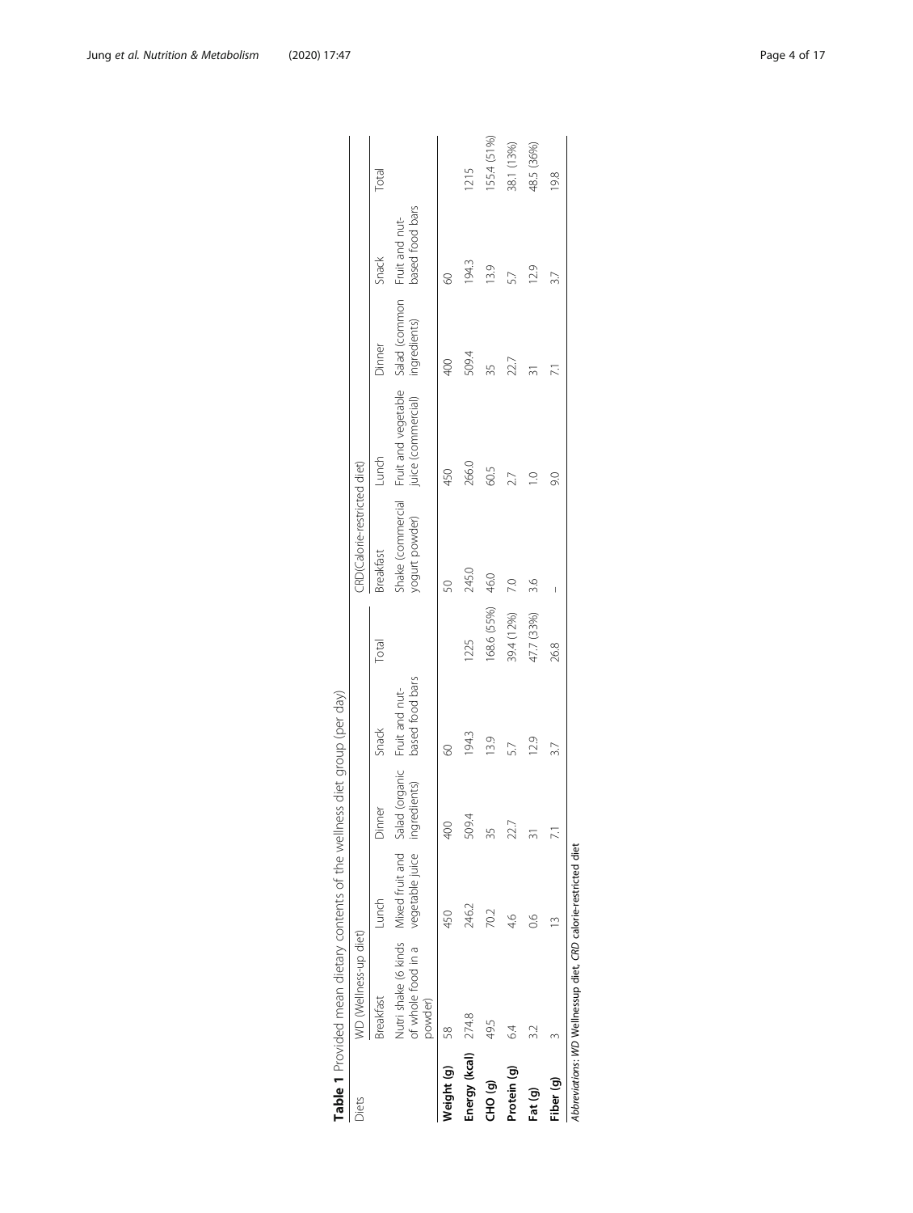**Table 1** Provided mean dietary contents of the wellness diet group (per day)

| Diets | WD (Wellness-up diet) | | | | | CRD(Calorie-restricted diet) | | | | |
|---|---|---|---|---|---|---|---|---|---|---|
| | Breakfast | Lunch | Dinner | Snack | Total | Breakfast | Lunch | Dinner | Snack | Total |
| | Nutri shake (6 kinds of whole food in a powder) | Mixed fruit and vegetable juice | Salad (organic ingredients) | Fruit and nut-based food bars | | Shake (commercial yogurt powder) | Fruit and vegetable juice (commercial) | Salad (common ingredients) | Fruit and nut-based food bars | |
| **Weight (g)** | 58 | 450 | 400 | 60 | | 50 | 450 | 400 | 60 | |
| **Energy (kcal)** | 274.8 | 246.2 | 509.4 | 194.3 | 1225 | 245.0 | 266.0 | 509.4 | 194.3 | 1215 |
| **CHO (g)** | 49.5 | 70.2 | 35 | 13.9 | 168.6 (55%) | 46.0 | 60.5 | 35 | 13.9 | 155.4 (51%) |
| **Protein (g)** | 6.4 | 4.6 | 22.7 | 5.7 | 39.4 (12%) | 7.0 | 2.7 | 22.7 | 5.7 | 38.1 (13%) |
| **Fat (g)** | 3.2 | 0.6 | 31 | 12.9 | 47.7 (33%) | 3.6 | 1.0 | 31 | 12.9 | 48.5 (36%) |
| **Fiber (g)** | 3 | 13 | 7.1 | 3.7 | 26.8 | – | 9.0 | 7.1 | 3.7 | 19.8 |

*Abbreviations*: *WD* Wellnessup diet, *CRD* calorie-restricted diet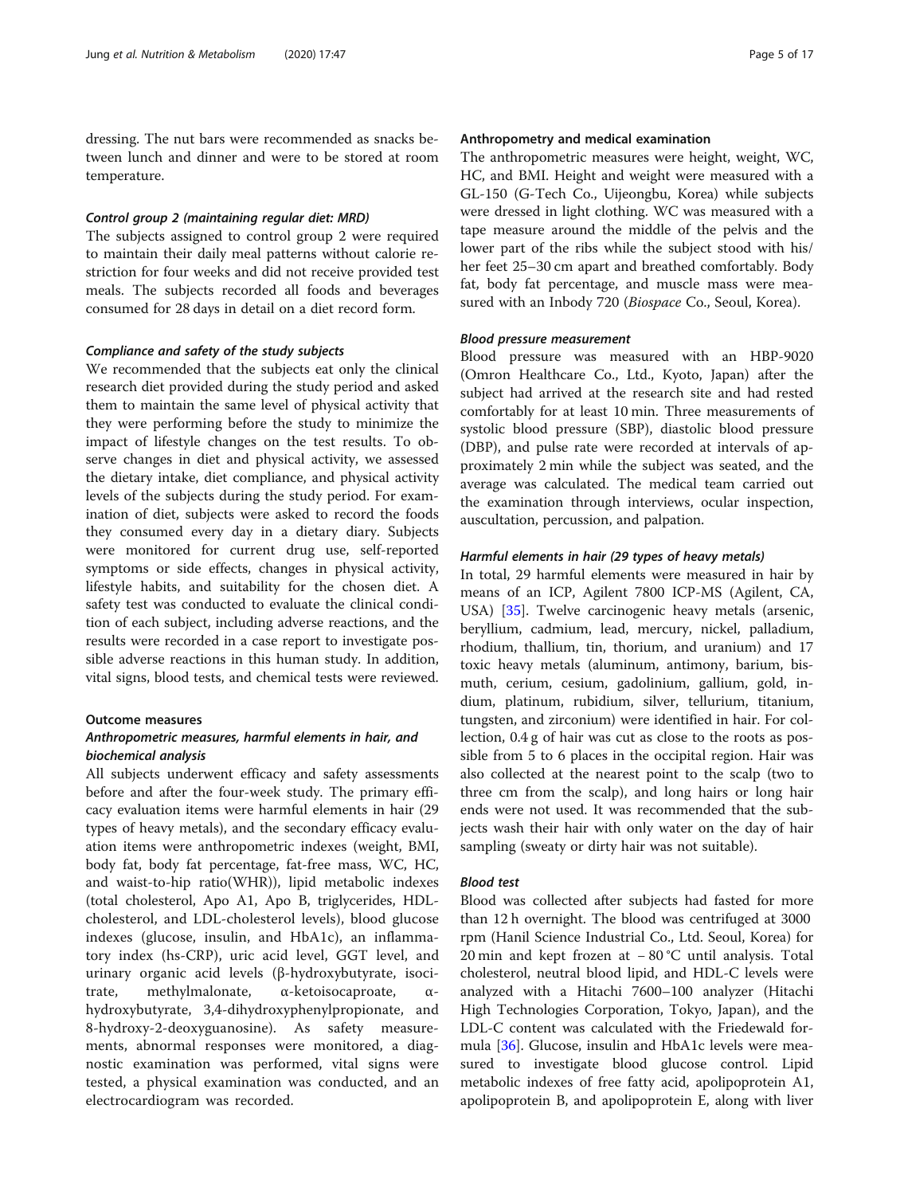dressing. The nut bars were recommended as snacks between lunch and dinner and were to be stored at room temperature.

#### *Control group 2 (maintaining regular diet: MRD)*

The subjects assigned to control group 2 were required to maintain their daily meal patterns without calorie restriction for four weeks and did not receive provided test meals. The subjects recorded all foods and beverages consumed for 28 days in detail on a diet record form.

#### *Compliance and safety of the study subjects*

We recommended that the subjects eat only the clinical research diet provided during the study period and asked them to maintain the same level of physical activity that they were performing before the study to minimize the impact of lifestyle changes on the test results. To observe changes in diet and physical activity, we assessed the dietary intake, diet compliance, and physical activity levels of the subjects during the study period. For examination of diet, subjects were asked to record the foods they consumed every day in a dietary diary. Subjects were monitored for current drug use, self-reported symptoms or side effects, changes in physical activity, lifestyle habits, and suitability for the chosen diet. A safety test was conducted to evaluate the clinical condition of each subject, including adverse reactions, and the results were recorded in a case report to investigate possible adverse reactions in this human study. In addition, vital signs, blood tests, and chemical tests were reviewed.

### Outcome measures

#### *Anthropometric measures, harmful elements in hair, and biochemical analysis*

All subjects underwent efficacy and safety assessments before and after the four-week study. The primary efficacy evaluation items were harmful elements in hair (29 types of heavy metals), and the secondary efficacy evaluation items were anthropometric indexes (weight, BMI, body fat, body fat percentage, fat-free mass, WC, HC, and waist-to-hip ratio(WHR)), lipid metabolic indexes (total cholesterol, Apo A1, Apo B, triglycerides, HDL-cholesterol, and LDL-cholesterol levels), blood glucose indexes (glucose, insulin, and HbA1c), an inflammatory index (hs-CRP), uric acid level, GGT level, and urinary organic acid levels (β-hydroxybutyrate, isocitrate, methylmalonate, α-ketoisocaproate, α-hydroxybutyrate, 3,4-dihydroxyphenylpropionate, and 8-hydroxy-2-deoxyguanosine). As safety measurements, abnormal responses were monitored, a diagnostic examination was performed, vital signs were tested, a physical examination was conducted, and an electrocardiogram was recorded.

#### *Anthropometry and medical examination*

The anthropometric measures were height, weight, WC, HC, and BMI. Height and weight were measured with a GL-150 (G-Tech Co., Uijeongbu, Korea) while subjects were dressed in light clothing. WC was measured with a tape measure around the middle of the pelvis and the lower part of the ribs while the subject stood with his/her feet 25–30 cm apart and breathed comfortably. Body fat, body fat percentage, and muscle mass were measured with an Inbody 720 (*Biospace* Co., Seoul, Korea).

#### *Blood pressure measurement*

Blood pressure was measured with an HBP-9020 (Omron Healthcare Co., Ltd., Kyoto, Japan) after the subject had arrived at the research site and had rested comfortably for at least 10 min. Three measurements of systolic blood pressure (SBP), diastolic blood pressure (DBP), and pulse rate were recorded at intervals of approximately 2 min while the subject was seated, and the average was calculated. The medical team carried out the examination through interviews, ocular inspection, auscultation, percussion, and palpation.

#### *Harmful elements in hair (29 types of heavy metals)*

In total, 29 harmful elements were measured in hair by means of an ICP, Agilent 7800 ICP-MS (Agilent, CA, USA) [35]. Twelve carcinogenic heavy metals (arsenic, beryllium, cadmium, lead, mercury, nickel, palladium, rhodium, thallium, tin, thorium, and uranium) and 17 toxic heavy metals (aluminum, antimony, barium, bismuth, cerium, cesium, gadolinium, gallium, gold, indium, platinum, rubidium, silver, tellurium, titanium, tungsten, and zirconium) were identified in hair. For collection, 0.4 g of hair was cut as close to the roots as possible from 5 to 6 places in the occipital region. Hair was also collected at the nearest point to the scalp (two to three cm from the scalp), and long hairs or long hair ends were not used. It was recommended that the subjects wash their hair with only water on the day of hair sampling (sweaty or dirty hair was not suitable).

#### *Blood test*

Blood was collected after subjects had fasted for more than 12 h overnight. The blood was centrifuged at 3000 rpm (Hanil Science Industrial Co., Ltd. Seoul, Korea) for 20 min and kept frozen at − 80 °C until analysis. Total cholesterol, neutral blood lipid, and HDL-C levels were analyzed with a Hitachi 7600–100 analyzer (Hitachi High Technologies Corporation, Tokyo, Japan), and the LDL-C content was calculated with the Friedewald formula [36]. Glucose, insulin and HbA1c levels were measured to investigate blood glucose control. Lipid metabolic indexes of free fatty acid, apolipoprotein A1, apolipoprotein B, and apolipoprotein E, along with liver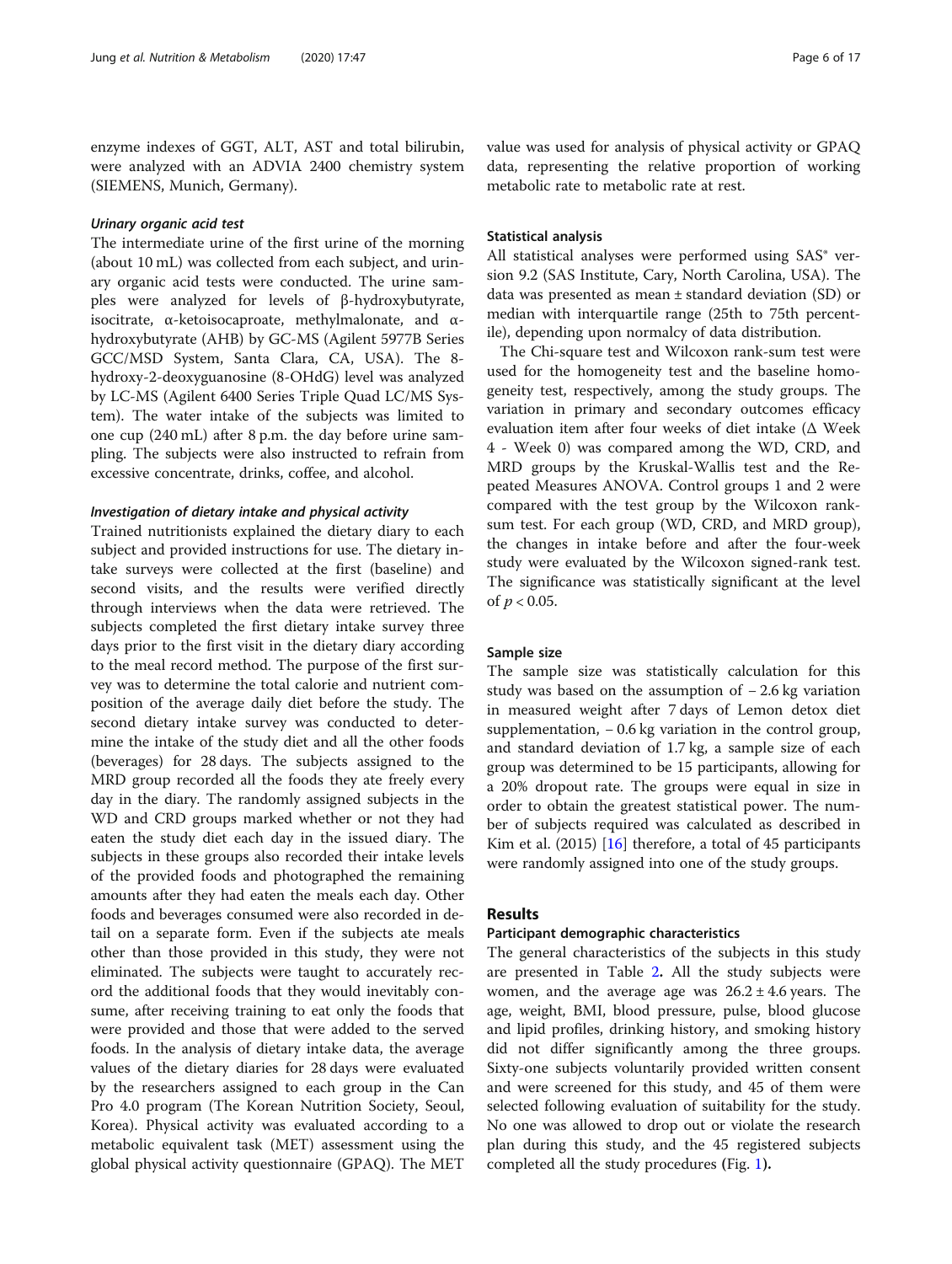enzyme indexes of GGT, ALT, AST and total bilirubin, were analyzed with an ADVIA 2400 chemistry system (SIEMENS, Munich, Germany).

#### *Urinary organic acid test*

The intermediate urine of the first urine of the morning (about 10 mL) was collected from each subject, and urinary organic acid tests were conducted. The urine samples were analyzed for levels of β-hydroxybutyrate, isocitrate, α-ketoisocaproate, methylmalonate, and α-hydroxybutyrate (AHB) by GC-MS (Agilent 5977B Series GCC/MSD System, Santa Clara, CA, USA). The 8-hydroxy-2-deoxyguanosine (8-OHdG) level was analyzed by LC-MS (Agilent 6400 Series Triple Quad LC/MS System). The water intake of the subjects was limited to one cup (240 mL) after 8 p.m. the day before urine sampling. The subjects were also instructed to refrain from excessive concentrate, drinks, coffee, and alcohol.

#### *Investigation of dietary intake and physical activity*

Trained nutritionists explained the dietary diary to each subject and provided instructions for use. The dietary intake surveys were collected at the first (baseline) and second visits, and the results were verified directly through interviews when the data were retrieved. The subjects completed the first dietary intake survey three days prior to the first visit in the dietary diary according to the meal record method. The purpose of the first survey was to determine the total calorie and nutrient composition of the average daily diet before the study. The second dietary intake survey was conducted to determine the intake of the study diet and all the other foods (beverages) for 28 days. The subjects assigned to the MRD group recorded all the foods they ate freely every day in the diary. The randomly assigned subjects in the WD and CRD groups marked whether or not they had eaten the study diet each day in the issued diary. The subjects in these groups also recorded their intake levels of the provided foods and photographed the remaining amounts after they had eaten the meals each day. Other foods and beverages consumed were also recorded in detail on a separate form. Even if the subjects ate meals other than those provided in this study, they were not eliminated. The subjects were taught to accurately record the additional foods that they would inevitably consume, after receiving training to eat only the foods that were provided and those that were added to the served foods. In the analysis of dietary intake data, the average values of the dietary diaries for 28 days were evaluated by the researchers assigned to each group in the Can Pro 4.0 program (The Korean Nutrition Society, Seoul, Korea). Physical activity was evaluated according to a metabolic equivalent task (MET) assessment using the global physical activity questionnaire (GPAQ). The MET value was used for analysis of physical activity or GPAQ data, representing the relative proportion of working metabolic rate to metabolic rate at rest.

### Statistical analysis

All statistical analyses were performed using SAS® version 9.2 (SAS Institute, Cary, North Carolina, USA). The data was presented as mean ± standard deviation (SD) or median with interquartile range (25th to 75th percentile), depending upon normalcy of data distribution.

The Chi-square test and Wilcoxon rank-sum test were used for the homogeneity test and the baseline homogeneity test, respectively, among the study groups. The variation in primary and secondary outcomes efficacy evaluation item after four weeks of diet intake (Δ Week 4 - Week 0) was compared among the WD, CRD, and MRD groups by the Kruskal-Wallis test and the Repeated Measures ANOVA. Control groups 1 and 2 were compared with the test group by the Wilcoxon rank-sum test. For each group (WD, CRD, and MRD group), the changes in intake before and after the four-week study were evaluated by the Wilcoxon signed-rank test. The significance was statistically significant at the level of $p < 0.05$.

### Sample size

The sample size was statistically calculation for this study was based on the assumption of − 2.6 kg variation in measured weight after 7 days of Lemon detox diet supplementation, − 0.6 kg variation in the control group, and standard deviation of 1.7 kg, a sample size of each group was determined to be 15 participants, allowing for a 20% dropout rate. The groups were equal in size in order to obtain the greatest statistical power. The number of subjects required was calculated as described in Kim et al. (2015) [16] therefore, a total of 45 participants were randomly assigned into one of the study groups.

## Results

### Participant demographic characteristics

The general characteristics of the subjects in this study are presented in Table 2**.** All the study subjects were women, and the average age was 26.2 ± 4.6 years. The age, weight, BMI, blood pressure, pulse, blood glucose and lipid profiles, drinking history, and smoking history did not differ significantly among the three groups. Sixty-one subjects voluntarily provided written consent and were screened for this study, and 45 of them were selected following evaluation of suitability for the study. No one was allowed to drop out or violate the research plan during this study, and the 45 registered subjects completed all the study procedures **(**Fig. 1**).**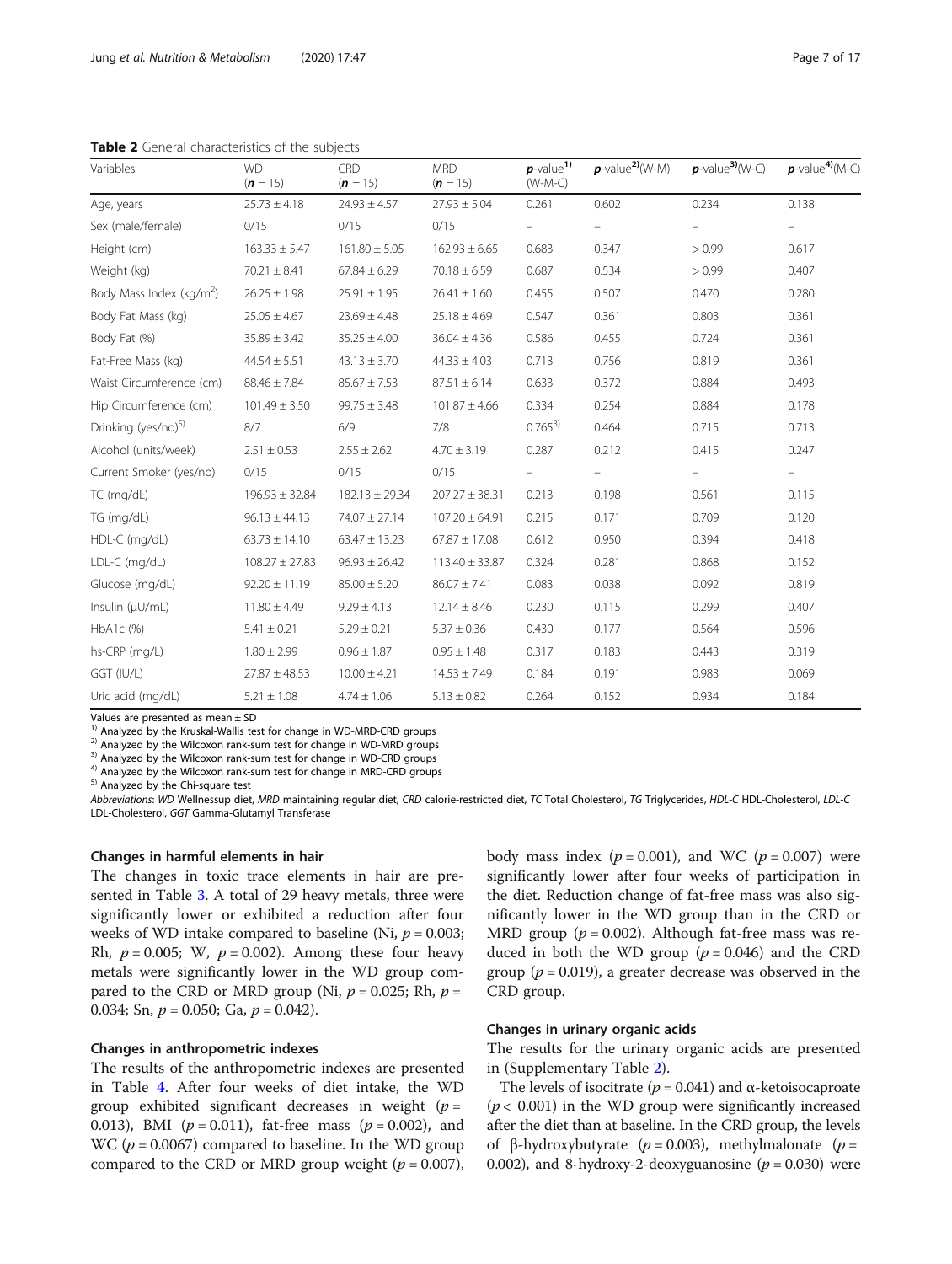**Table 2** General characteristics of the subjects

| Variables | WD ($n$ = 15) | CRD ($n$ = 15) | MRD ($n$ = 15) | $p$-value[1) (W-M-C) | $p$-value[2)(W-M) | $p$-value[3)(W-C) | $p$-value[4)(M-C) |
|---|---|---|---|---|---|---|---|
| Age, years | 25.73 ± 4.18 | 24.93 ± 4.57 | 27.93 ± 5.04 | 0.261 | 0.602 | 0.234 | 0.138 |
| Sex (male/female) | 0/15 | 0/15 | 0/15 | – | – | – | – |
| Height (cm) | 163.33 ± 5.47 | 161.80 ± 5.05 | 162.93 ± 6.65 | 0.683 | 0.347 | > 0.99 | 0.617 |
| Weight (kg) | 70.21 ± 8.41 | 67.84 ± 6.29 | 70.18 ± 6.59 | 0.687 | 0.534 | > 0.99 | 0.407 |
| Body Mass Index (kg/m$^2$) | 26.25 ± 1.98 | 25.91 ± 1.95 | 26.41 ± 1.60 | 0.455 | 0.507 | 0.470 | 0.280 |
| Body Fat Mass (kg) | 25.05 ± 4.67 | 23.69 ± 4.48 | 25.18 ± 4.69 | 0.547 | 0.361 | 0.803 | 0.361 |
| Body Fat (%) | 35.89 ± 3.42 | 35.25 ± 4.00 | 36.04 ± 4.36 | 0.586 | 0.455 | 0.724 | 0.361 |
| Fat-Free Mass (kg) | 44.54 ± 5.51 | 43.13 ± 3.70 | 44.33 ± 4.03 | 0.713 | 0.756 | 0.819 | 0.361 |
| Waist Circumference (cm) | 88.46 ± 7.84 | 85.67 ± 7.53 | 87.51 ± 6.14 | 0.633 | 0.372 | 0.884 | 0.493 |
| Hip Circumference (cm) | 101.49 ± 3.50 | 99.75 ± 3.48 | 101.87 ± 4.66 | 0.334 | 0.254 | 0.884 | 0.178 |
| Drinking (yes/no)[5) | 8/7 | 6/9 | 7/8 | 0.765[3) | 0.464 | 0.715 | 0.713 |
| Alcohol (units/week) | 2.51 ± 0.53 | 2.55 ± 2.62 | 4.70 ± 3.19 | 0.287 | 0.212 | 0.415 | 0.247 |
| Current Smoker (yes/no) | 0/15 | 0/15 | 0/15 | – | – | – | – |
| TC (mg/dL) | 196.93 ± 32.84 | 182.13 ± 29.34 | 207.27 ± 38.31 | 0.213 | 0.198 | 0.561 | 0.115 |
| TG (mg/dL) | 96.13 ± 44.13 | 74.07 ± 27.14 | 107.20 ± 64.91 | 0.215 | 0.171 | 0.709 | 0.120 |
| HDL-C (mg/dL) | 63.73 ± 14.10 | 63.47 ± 13.23 | 67.87 ± 17.08 | 0.612 | 0.950 | 0.394 | 0.418 |
| LDL-C (mg/dL) | 108.27 ± 27.83 | 96.93 ± 26.42 | 113.40 ± 33.87 | 0.324 | 0.281 | 0.868 | 0.152 |
| Glucose (mg/dL) | 92.20 ± 11.19 | 85.00 ± 5.20 | 86.07 ± 7.41 | 0.083 | 0.038 | 0.092 | 0.819 |
| Insulin (μU/mL) | 11.80 ± 4.49 | 9.29 ± 4.13 | 12.14 ± 8.46 | 0.230 | 0.115 | 0.299 | 0.407 |
| HbA1c (%) | 5.41 ± 0.21 | 5.29 ± 0.21 | 5.37 ± 0.36 | 0.430 | 0.177 | 0.564 | 0.596 |
| hs-CRP (mg/L) | 1.80 ± 2.99 | 0.96 ± 1.87 | 0.95 ± 1.48 | 0.317 | 0.183 | 0.443 | 0.319 |
| GGT (IU/L) | 27.87 ± 48.53 | 10.00 ± 4.21 | 14.53 ± 7.49 | 0.184 | 0.191 | 0.983 | 0.069 |
| Uric acid (mg/dL) | 5.21 ± 1.08 | 4.74 ± 1.06 | 5.13 ± 0.82 | 0.264 | 0.152 | 0.934 | 0.184 |

Values are presented as mean ± SD
[1) Analyzed by the Kruskal-Wallis test for change in WD-MRD-CRD groups
[2) Analyzed by the Wilcoxon rank-sum test for change in WD-MRD groups
[3) Analyzed by the Wilcoxon rank-sum test for change in WD-CRD groups
[4) Analyzed by the Wilcoxon rank-sum test for change in MRD-CRD groups
[5) Analyzed by the Chi-square test
*Abbreviations*: *WD* Wellnessup diet, *MRD* maintaining regular diet, *CRD* calorie-restricted diet, *TC* Total Cholesterol, *TG* Triglycerides, *HDL-C* HDL-Cholesterol, *LDL-C* LDL-Cholesterol, *GGT* Gamma-Glutamyl Transferase

### Changes in harmful elements in hair

The changes in toxic trace elements in hair are presented in Table 3. A total of 29 heavy metals, three were significantly lower or exhibited a reduction after four weeks of WD intake compared to baseline (Ni, $p = 0.003$; Rh, $p = 0.005$; W, $p = 0.002$). Among these four heavy metals were significantly lower in the WD group compared to the CRD or MRD group (Ni, $p = 0.025$; Rh, $p = 0.034$; Sn, $p = 0.050$; Ga, $p = 0.042$).

### Changes in anthropometric indexes

The results of the anthropometric indexes are presented in Table 4. After four weeks of diet intake, the WD group exhibited significant decreases in weight ($p = 0.013$), BMI ($p = 0.011$), fat-free mass ($p = 0.002$), and WC ($p = 0.0067$) compared to baseline. In the WD group compared to the CRD or MRD group weight ($p = 0.007$), body mass index ($p = 0.001$), and WC ($p = 0.007$) were significantly lower after four weeks of participation in the diet. Reduction change of fat-free mass was also significantly lower in the WD group than in the CRD or MRD group ($p = 0.002$). Although fat-free mass was reduced in both the WD group ($p = 0.046$) and the CRD group ($p = 0.019$), a greater decrease was observed in the CRD group.

### Changes in urinary organic acids

The results for the urinary organic acids are presented in (Supplementary Table 2).

The levels of isocitrate ($p = 0.041$) and α-ketoisocaproate ($p < 0.001$) in the WD group were significantly increased after the diet than at baseline. In the CRD group, the levels of β-hydroxybutyrate ($p = 0.003$), methylmalonate ($p = 0.002$), and 8-hydroxy-2-deoxyguanosine ($p = 0.030$) were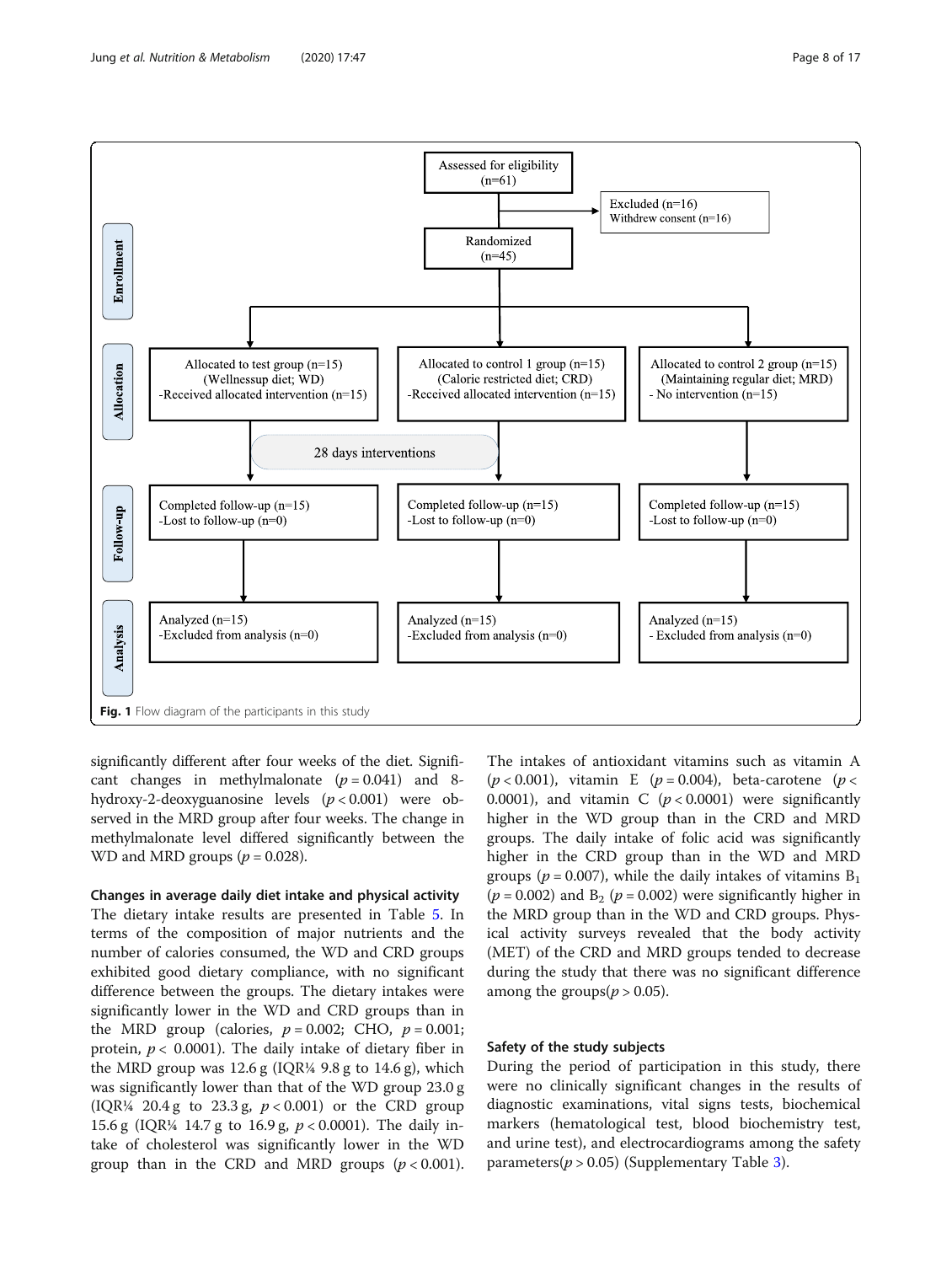Fig. 1 Flow diagram of the participants in this study

significantly different after four weeks of the diet. Significant changes in methylmalonate ($p = 0.041$) and 8-hydroxy-2-deoxyguanosine levels ($p < 0.001$) were observed in the MRD group after four weeks. The change in methylmalonate level differed significantly between the WD and MRD groups ($p = 0.028$).

### Changes in average daily diet intake and physical activity

The dietary intake results are presented in Table 5. In terms of the composition of major nutrients and the number of calories consumed, the WD and CRD groups exhibited good dietary compliance, with no significant difference between the groups. The dietary intakes were significantly lower in the WD and CRD groups than in the MRD group (calories, $p = 0.002$; CHO, $p = 0.001$; protein, $p < 0.0001$). The daily intake of dietary fiber in the MRD group was 12.6 g (IQR¼ 9.8 g to 14.6 g), which was significantly lower than that of the WD group 23.0 g (IQR¼ 20.4 g to 23.3 g, $p < 0.001$) or the CRD group 15.6 g (IQR¼ 14.7 g to 16.9 g, $p < 0.0001$). The daily intake of cholesterol was significantly lower in the WD group than in the CRD and MRD groups ($p < 0.001$). The intakes of antioxidant vitamins such as vitamin A ($p < 0.001$), vitamin E ($p = 0.004$), beta-carotene ($p < 0.0001$), and vitamin C ($p < 0.0001$) were significantly higher in the WD group than in the CRD and MRD groups. The daily intake of folic acid was significantly higher in the CRD group than in the WD and MRD groups ($p = 0.007$), while the daily intakes of vitamins $B_1$ ($p = 0.002$) and $B_2$ ($p = 0.002$) were significantly higher in the MRD group than in the WD and CRD groups. Physical activity surveys revealed that the body activity (MET) of the CRD and MRD groups tended to decrease during the study that there was no significant difference among the groups($p > 0.05$).

### Safety of the study subjects

During the period of participation in this study, there were no clinically significant changes in the results of diagnostic examinations, vital signs tests, biochemical markers (hematological test, blood biochemistry test, and urine test), and electrocardiograms among the safety parameters($p > 0.05$) (Supplementary Table 3).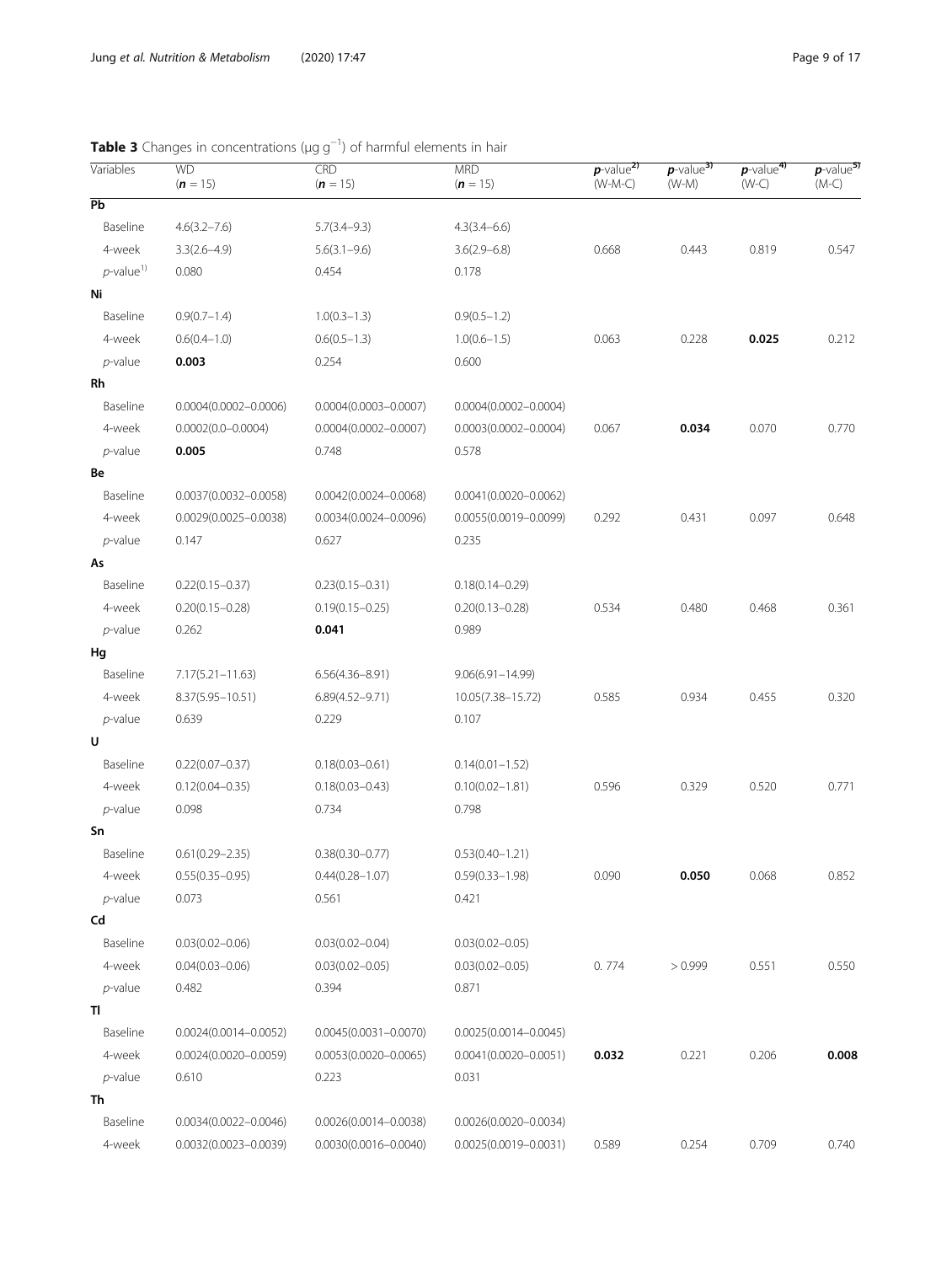**Table 3** Changes in concentrations (μg $g^{-1}$) of harmful elements in hair

| Variables | WD ($\boldsymbol{n}$ = 15) | CRD ($\boldsymbol{n}$ = 15) | MRD ($\boldsymbol{n}$ = 15) | $\boldsymbol{p}$-value[2] (W-M-C) | $\boldsymbol{p}$-value[3] (W-M) | $\boldsymbol{p}$-value[4] (W-C) | $\boldsymbol{p}$-value[5] (M-C) |
|---|---|---|---|---|---|---|---|
| **Pb** | | | | | | | |
| Baseline | 4.6(3.2–7.6) | 5.7(3.4–9.3) | 4.3(3.4–6.6) | | | | |
| 4-week | 3.3(2.6–4.9) | 5.6(3.1–9.6) | 3.6(2.9–6.8) | 0.668 | 0.443 | 0.819 | 0.547 |
| *p*-value[1] | 0.080 | 0.454 | 0.178 | | | | |
| **Ni** | | | | | | | |
| Baseline | 0.9(0.7–1.4) | 1.0(0.3–1.3) | 0.9(0.5–1.2) | | | | |
| 4-week | 0.6(0.4–1.0) | 0.6(0.5–1.3) | 1.0(0.6–1.5) | 0.063 | 0.228 | **0.025** | 0.212 |
| *p*-value | **0.003** | 0.254 | 0.600 | | | | |
| **Rh** | | | | | | | |
| Baseline | 0.0004(0.0002–0.0006) | 0.0004(0.0003–0.0007) | 0.0004(0.0002–0.0004) | | | | |
| 4-week | 0.0002(0.0–0.0004) | 0.0004(0.0002–0.0007) | 0.0003(0.0002–0.0004) | 0.067 | **0.034** | 0.070 | 0.770 |
| *p*-value | **0.005** | 0.748 | 0.578 | | | | |
| **Be** | | | | | | | |
| Baseline | 0.0037(0.0032–0.0058) | 0.0042(0.0024–0.0068) | 0.0041(0.0020–0.0062) | | | | |
| 4-week | 0.0029(0.0025–0.0038) | 0.0034(0.0024–0.0096) | 0.0055(0.0019–0.0099) | 0.292 | 0.431 | 0.097 | 0.648 |
| *p*-value | 0.147 | 0.627 | 0.235 | | | | |
| **As** | | | | | | | |
| Baseline | 0.22(0.15–0.37) | 0.23(0.15–0.31) | 0.18(0.14–0.29) | | | | |
| 4-week | 0.20(0.15–0.28) | 0.19(0.15–0.25) | 0.20(0.13–0.28) | 0.534 | 0.480 | 0.468 | 0.361 |
| *p*-value | 0.262 | **0.041** | 0.989 | | | | |
| **Hg** | | | | | | | |
| Baseline | 7.17(5.21–11.63) | 6.56(4.36–8.91) | 9.06(6.91–14.99) | | | | |
| 4-week | 8.37(5.95–10.51) | 6.89(4.52–9.71) | 10.05(7.38–15.72) | 0.585 | 0.934 | 0.455 | 0.320 |
| *p*-value | 0.639 | 0.229 | 0.107 | | | | |
| **U** | | | | | | | |
| Baseline | 0.22(0.07–0.37) | 0.18(0.03–0.61) | 0.14(0.01–1.52) | | | | |
| 4-week | 0.12(0.04–0.35) | 0.18(0.03–0.43) | 0.10(0.02–1.81) | 0.596 | 0.329 | 0.520 | 0.771 |
| *p*-value | 0.098 | 0.734 | 0.798 | | | | |
| **Sn** | | | | | | | |
| Baseline | 0.61(0.29–2.35) | 0.38(0.30–0.77) | 0.53(0.40–1.21) | | | | |
| 4-week | 0.55(0.35–0.95) | 0.44(0.28–1.07) | 0.59(0.33–1.98) | 0.090 | **0.050** | 0.068 | 0.852 |
| *p*-value | 0.073 | 0.561 | 0.421 | | | | |
| **Cd** | | | | | | | |
| Baseline | 0.03(0.02–0.06) | 0.03(0.02–0.04) | 0.03(0.02–0.05) | | | | |
| 4-week | 0.04(0.03–0.06) | 0.03(0.02–0.05) | 0.03(0.02–0.05) | 0. 774 | > 0.999 | 0.551 | 0.550 |
| *p*-value | 0.482 | 0.394 | 0.871 | | | | |
| **Tl** | | | | | | | |
| Baseline | 0.0024(0.0014–0.0052) | 0.0045(0.0031–0.0070) | 0.0025(0.0014–0.0045) | | | | |
| 4-week | 0.0024(0.0020–0.0059) | 0.0053(0.0020–0.0065) | 0.0041(0.0020–0.0051) | **0.032** | 0.221 | 0.206 | **0.008** |
| *p*-value | 0.610 | 0.223 | 0.031 | | | | |
| **Th** | | | | | | | |
| Baseline | 0.0034(0.0022–0.0046) | 0.0026(0.0014–0.0038) | 0.0026(0.0020–0.0034) | | | | |
| 4-week | 0.0032(0.0023–0.0039) | 0.0030(0.0016–0.0040) | 0.0025(0.0019–0.0031) | 0.589 | 0.254 | 0.709 | 0.740 |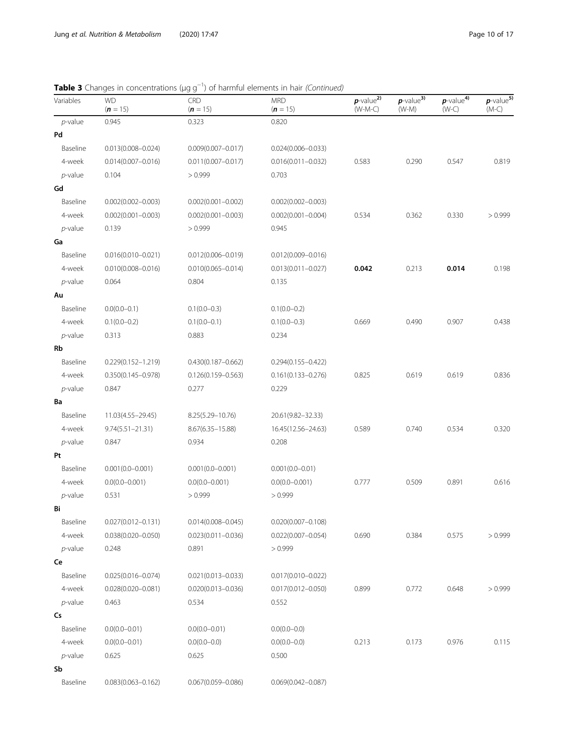**Table 3** Changes in concentrations (μg g$^{-1}$) of harmful elements in hair *(Continued)*

| Variables | WD (***n*** = 15) | CRD (***n*** = 15) | MRD (***n*** = 15) | ***p***-value[2)] (W-M-C) | ***p***-value[3)] (W-M) | ***p***-value[4)] (W-C) | ***p***-value[5)] (M-C) |
|---|---|---|---|---|---|---|---|
| *p*-value | 0.945 | 0.323 | 0.820 | | | | |
| **Pd** | | | | | | | |
| Baseline | 0.013(0.008–0.024) | 0.009(0.007–0.017) | 0.024(0.006–0.033) | | | | |
| 4-week | 0.014(0.007–0.016) | 0.011(0.007–0.017) | 0.016(0.011–0.032) | 0.583 | 0.290 | 0.547 | 0.819 |
| *p*-value | 0.104 | > 0.999 | 0.703 | | | | |
| **Gd** | | | | | | | |
| Baseline | 0.002(0.002–0.003) | 0.002(0.001–0.002) | 0.002(0.002–0.003) | | | | |
| 4-week | 0.002(0.001–0.003) | 0.002(0.001–0.003) | 0.002(0.001–0.004) | 0.534 | 0.362 | 0.330 | > 0.999 |
| *p*-value | 0.139 | > 0.999 | 0.945 | | | | |
| **Ga** | | | | | | | |
| Baseline | 0.016(0.010–0.021) | 0.012(0.006–0.019) | 0.012(0.009–0.016) | | | | |
| 4-week | 0.010(0.008–0.016) | 0.010(0.065–0.014) | 0.013(0.011–0.027) | **0.042** | 0.213 | **0.014** | 0.198 |
| *p*-value | 0.064 | 0.804 | 0.135 | | | | |
| **Au** | | | | | | | |
| Baseline | 0.0(0.0–0.1) | 0.1(0.0–0.3) | 0.1(0.0–0.2) | | | | |
| 4-week | 0.1(0.0–0.2) | 0.1(0.0–0.1) | 0.1(0.0–0.3) | 0.669 | 0.490 | 0.907 | 0.438 |
| *p*-value | 0.313 | 0.883 | 0.234 | | | | |
| **Rb** | | | | | | | |
| Baseline | 0.229(0.152–1.219) | 0.430(0.187–0.662) | 0.294(0.155–0.422) | | | | |
| 4-week | 0.350(0.145–0.978) | 0.126(0.159–0.563) | 0.161(0.133–0.276) | 0.825 | 0.619 | 0.619 | 0.836 |
| *p*-value | 0.847 | 0.277 | 0.229 | | | | |
| **Ba** | | | | | | | |
| Baseline | 11.03(4.55–29.45) | 8.25(5.29–10.76) | 20.61(9.82–32.33) | | | | |
| 4-week | 9.74(5.51–21.31) | 8.67(6.35–15.88) | 16.45(12.56–24.63) | 0.589 | 0.740 | 0.534 | 0.320 |
| *p*-value | 0.847 | 0.934 | 0.208 | | | | |
| **Pt** | | | | | | | |
| Baseline | 0.001(0.0–0.001) | 0.001(0.0–0.001) | 0.001(0.0–0.01) | | | | |
| 4-week | 0.0(0.0–0.001) | 0.0(0.0–0.001) | 0.0(0.0–0.001) | 0.777 | 0.509 | 0.891 | 0.616 |
| *p*-value | 0.531 | > 0.999 | > 0.999 | | | | |
| **Bi** | | | | | | | |
| Baseline | 0.027(0.012–0.131) | 0.014(0.008–0.045) | 0.020(0.007–0.108) | | | | |
| 4-week | 0.038(0.020–0.050) | 0.023(0.011–0.036) | 0.022(0.007–0.054) | 0.690 | 0.384 | 0.575 | > 0.999 |
| *p*-value | 0.248 | 0.891 | > 0.999 | | | | |
| **Ce** | | | | | | | |
| Baseline | 0.025(0.016–0.074) | 0.021(0.013–0.033) | 0.017(0.010–0.022) | | | | |
| 4-week | 0.028(0.020–0.081) | 0.020(0.013–0.036) | 0.017(0.012–0.050) | 0.899 | 0.772 | 0.648 | > 0.999 |
| *p*-value | 0.463 | 0.534 | 0.552 | | | | |
| **Cs** | | | | | | | |
| Baseline | 0.0(0.0–0.01) | 0.0(0.0–0.01) | 0.0(0.0–0.0) | | | | |
| 4-week | 0.0(0.0–0.01) | 0.0(0.0–0.0) | 0.0(0.0–0.0) | 0.213 | 0.173 | 0.976 | 0.115 |
| *p*-value | 0.625 | 0.625 | 0.500 | | | | |
| **Sb** | | | | | | | |
| Baseline | 0.083(0.063–0.162) | 0.067(0.059–0.086) | 0.069(0.042–0.087) | | | | |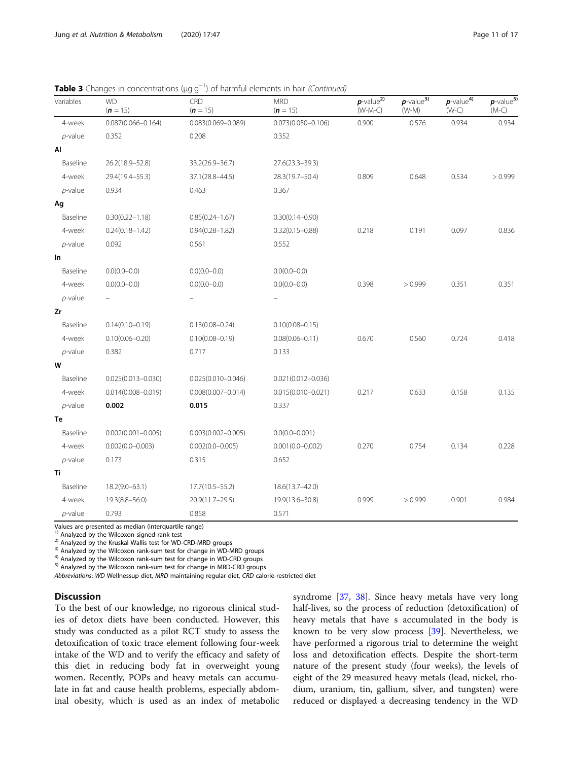**Table 3** Changes in concentrations (μg g$^{-1}$) of harmful elements in hair *(Continued)*

| Variables | WD ($n$ = 15) | CRD ($n$ = 15) | MRD ($n$ = 15) | $p$-value[2] (W-M-C) | $p$-value[3] (W-M) | $p$-value[4] (W-C) | $p$-value[5] (M-C) |
|---|---|---|---|---|---|---|---|
| 4-week | 0.087(0.066–0.164) | 0.083(0.069–0.089) | 0.073(0.050–0.106) | 0.900 | 0.576 | 0.934 | 0.934 |
| *p*-value | 0.352 | 0.208 | 0.352 | | | | |
| **Al** | | | | | | | |
| Baseline | 26.2(18.9–52.8) | 33.2(26.9–36.7) | 27.6(23.3–39.3) | | | | |
| 4-week | 29.4(19.4–55.3) | 37.1(28.8–44.5) | 28.3(19.7–50.4) | 0.809 | 0.648 | 0.534 | > 0.999 |
| *p*-value | 0.934 | 0.463 | 0.367 | | | | |
| **Ag** | | | | | | | |
| Baseline | 0.30(0.22–1.18) | 0.85(0.24–1.67) | 0.30(0.14–0.90) | | | | |
| 4-week | 0.24(0.18–1.42) | 0.94(0.28–1.82) | 0.32(0.15–0.88) | 0.218 | 0.191 | 0.097 | 0.836 |
| *p*-value | 0.092 | 0.561 | 0.552 | | | | |
| **In** | | | | | | | |
| Baseline | 0.0(0.0–0.0) | 0.0(0.0–0.0) | 0.0(0.0–0.0) | | | | |
| 4-week | 0.0(0.0–0.0) | 0.0(0.0–0.0) | 0.0(0.0–0.0) | 0.398 | > 0.999 | 0.351 | 0.351 |
| *p*-value | – | – | – | | | | |
| **Zr** | | | | | | | |
| Baseline | 0.14(0.10–0.19) | 0.13(0.08–0.24) | 0.10(0.08–0.15) | | | | |
| 4-week | 0.10(0.06–0.20) | 0.10(0.08–0.19) | 0.08(0.06–0.11) | 0.670 | 0.560 | 0.724 | 0.418 |
| *p*-value | 0.382 | 0.717 | 0.133 | | | | |
| **W** | | | | | | | |
| Baseline | 0.025(0.013–0.030) | 0.025(0.010–0.046) | 0.021(0.012–0.036) | | | | |
| 4-week | 0.014(0.008–0.019) | 0.008(0.007–0.014) | 0.015(0.010–0.021) | 0.217 | 0.633 | 0.158 | 0.135 |
| *p*-value | **0.002** | **0.015** | 0.337 | | | | |
| **Te** | | | | | | | |
| Baseline | 0.002(0.001–0.005) | 0.003(0.002–0.005) | 0.0(0.0–0.001) | | | | |
| 4-week | 0.002(0.0–0.003) | 0.002(0.0–0.005) | 0.001(0.0–0.002) | 0.270 | 0.754 | 0.134 | 0.228 |
| *p*-value | 0.173 | 0.315 | 0.652 | | | | |
| **Ti** | | | | | | | |
| Baseline | 18.2(9.0–63.1) | 17.7(10.5–55.2) | 18.6(13.7–42.0) | | | | |
| 4-week | 19.3(8.8–56.0) | 20.9(11.7–29.5) | 19.9(13.6–30.8) | 0.999 | > 0.999 | 0.901 | 0.984 |
| *p*-value | 0.793 | 0.858 | 0.571 | | | | |

Values are presented as median (interquartile range)
[1] Analyzed by the Wilcoxon signed-rank test
[2] Analyzed by the Kruskal Wallis test for WD-CRD-MRD groups
[3] Analyzed by the Wilcoxon rank-sum test for change in WD-MRD groups
[4] Analyzed by the Wilcoxon rank-sum test for change in WD-CRD groups
[5] Analyzed by the Wilcoxon rank-sum test for change in MRD-CRD groups
*Abbreviations*: *WD* Wellnessup diet, *MRD* maintaining regular diet, *CRD* calorie-restricted diet

## Discussion

To the best of our knowledge, no rigorous clinical studies of detox diets have been conducted. However, this study was conducted as a pilot RCT study to assess the detoxification of toxic trace element following four-week intake of the WD and to verify the efficacy and safety of this diet in reducing body fat in overweight young women. Recently, POPs and heavy metals can accumulate in fat and cause health problems, especially abdominal obesity, which is used as an index of metabolic syndrome [37, 38]. Since heavy metals have very long half-lives, so the process of reduction (detoxification) of heavy metals that have s accumulated in the body is known to be very slow process [39]. Nevertheless, we have performed a rigorous trial to determine the weight loss and detoxification effects. Despite the short-term nature of the present study (four weeks), the levels of eight of the 29 measured heavy metals (lead, nickel, rhodium, uranium, tin, gallium, silver, and tungsten) were reduced or displayed a decreasing tendency in the WD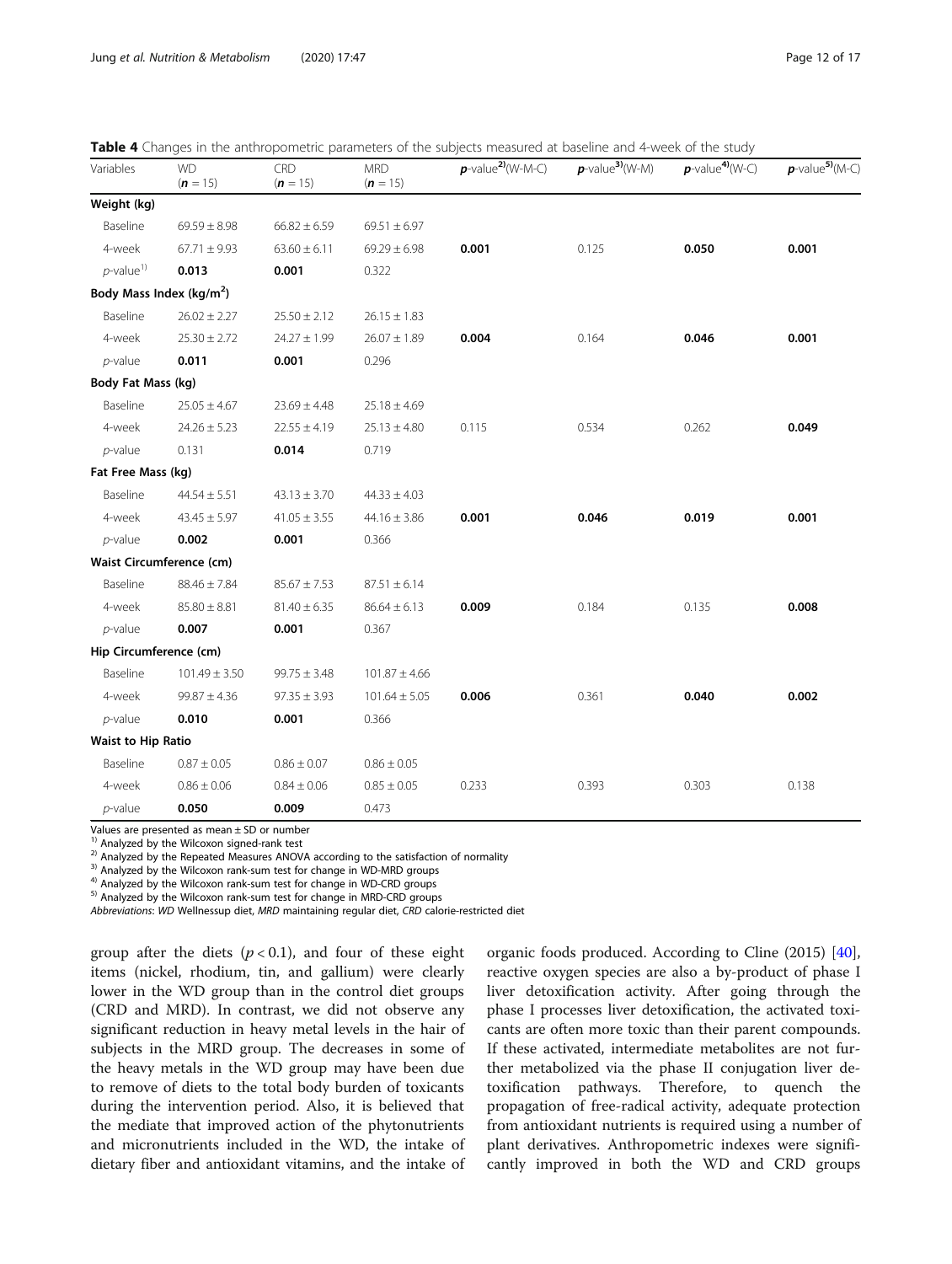**Table 4** Changes in the anthropometric parameters of the subjects measured at baseline and 4-week of the study

| Variables | WD (n = 15) | CRD (n = 15) | MRD (n = 15) | p-value[2)] (W-M-C) | p-value[3)] (W-M) | p-value[4)] (W-C) | p-value[5)] (M-C) |
|---|---|---|---|---|---|---|---|
| **Weight (kg)** | | | | | | | |
| Baseline | 69.59 ± 8.98 | 66.82 ± 6.59 | 69.51 ± 6.97 | | | | |
| 4-week | 67.71 ± 9.93 | 63.60 ± 6.11 | 69.29 ± 6.98 | **0.001** | 0.125 | **0.050** | **0.001** |
| p-value[1)] | **0.013** | **0.001** | 0.322 | | | | |
| **Body Mass Index (kg/m$^2$)** | | | | | | | |
| Baseline | 26.02 ± 2.27 | 25.50 ± 2.12 | 26.15 ± 1.83 | | | | |
| 4-week | 25.30 ± 2.72 | 24.27 ± 1.99 | 26.07 ± 1.89 | **0.004** | 0.164 | **0.046** | **0.001** |
| p-value | **0.011** | **0.001** | 0.296 | | | | |
| **Body Fat Mass (kg)** | | | | | | | |
| Baseline | 25.05 ± 4.67 | 23.69 ± 4.48 | 25.18 ± 4.69 | | | | |
| 4-week | 24.26 ± 5.23 | 22.55 ± 4.19 | 25.13 ± 4.80 | 0.115 | 0.534 | 0.262 | **0.049** |
| p-value | 0.131 | **0.014** | 0.719 | | | | |
| **Fat Free Mass (kg)** | | | | | | | |
| Baseline | 44.54 ± 5.51 | 43.13 ± 3.70 | 44.33 ± 4.03 | | | | |
| 4-week | 43.45 ± 5.97 | 41.05 ± 3.55 | 44.16 ± 3.86 | **0.001** | **0.046** | **0.019** | **0.001** |
| p-value | **0.002** | **0.001** | 0.366 | | | | |
| **Waist Circumference (cm)** | | | | | | | |
| Baseline | 88.46 ± 7.84 | 85.67 ± 7.53 | 87.51 ± 6.14 | | | | |
| 4-week | 85.80 ± 8.81 | 81.40 ± 6.35 | 86.64 ± 6.13 | **0.009** | 0.184 | 0.135 | **0.008** |
| p-value | **0.007** | **0.001** | 0.367 | | | | |
| **Hip Circumference (cm)** | | | | | | | |
| Baseline | 101.49 ± 3.50 | 99.75 ± 3.48 | 101.87 ± 4.66 | | | | |
| 4-week | 99.87 ± 4.36 | 97.35 ± 3.93 | 101.64 ± 5.05 | **0.006** | 0.361 | **0.040** | **0.002** |
| p-value | **0.010** | **0.001** | 0.366 | | | | |
| **Waist to Hip Ratio** | | | | | | | |
| Baseline | 0.87 ± 0.05 | 0.86 ± 0.07 | 0.86 ± 0.05 | | | | |
| 4-week | 0.86 ± 0.06 | 0.84 ± 0.06 | 0.85 ± 0.05 | 0.233 | 0.393 | 0.303 | 0.138 |
| p-value | **0.050** | **0.009** | 0.473 | | | | |

Values are presented as mean ± SD or number
[1)] Analyzed by the Wilcoxon signed-rank test
[2)] Analyzed by the Repeated Measures ANOVA according to the satisfaction of normality
[3)] Analyzed by the Wilcoxon rank-sum test for change in WD-MRD groups
[4)] Analyzed by the Wilcoxon rank-sum test for change in WD-CRD groups
[5)] Analyzed by the Wilcoxon rank-sum test for change in MRD-CRD groups
*Abbreviations*: *WD* Wellnessup diet, *MRD* maintaining regular diet, *CRD* calorie-restricted diet

group after the diets ($p < 0.1$), and four of these eight items (nickel, rhodium, tin, and gallium) were clearly lower in the WD group than in the control diet groups (CRD and MRD). In contrast, we did not observe any significant reduction in heavy metal levels in the hair of subjects in the MRD group. The decreases in some of the heavy metals in the WD group may have been due to remove of diets to the total body burden of toxicants during the intervention period. Also, it is believed that the mediate that improved action of the phytonutrients and micronutrients included in the WD, the intake of dietary fiber and antioxidant vitamins, and the intake of organic foods produced. According to Cline (2015) [40], reactive oxygen species are also a by-product of phase I liver detoxification activity. After going through the phase I processes liver detoxification, the activated toxicants are often more toxic than their parent compounds. If these activated, intermediate metabolites are not further metabolized via the phase II conjugation liver detoxification pathways. Therefore, to quench the propagation of free-radical activity, adequate protection from antioxidant nutrients is required using a number of plant derivatives. Anthropometric indexes were significantly improved in both the WD and CRD groups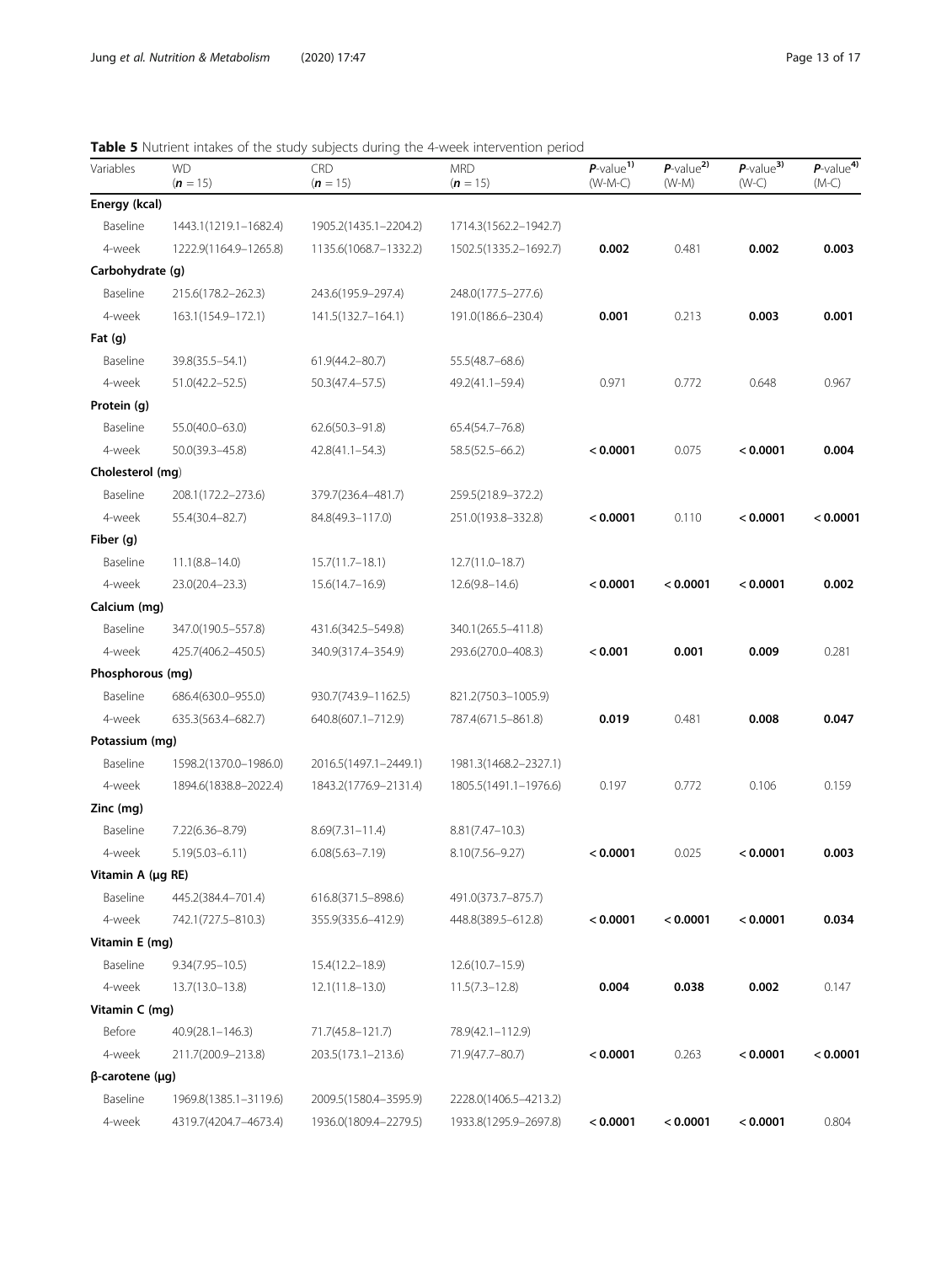**Table 5** Nutrient intakes of the study subjects during the 4-week intervention period

| Variables | WD ($n$ = 15) | CRD ($n$ = 15) | MRD ($n$ = 15) | $P$-value[1)] (W-M-C) | $P$-value[2)] (W-M) | $P$-value[3)] (W-C) | $P$-value[4)] (M-C) |
|---|---|---|---|---|---|---|---|
| **Energy (kcal)** | | | | | | | |
| Baseline | 1443.1(1219.1–1682.4) | 1905.2(1435.1–2204.2) | 1714.3(1562.2–1942.7) | | | | |
| 4-week | 1222.9(1164.9–1265.8) | 1135.6(1068.7–1332.2) | 1502.5(1335.2–1692.7) | **0.002** | 0.481 | **0.002** | **0.003** |
| **Carbohydrate (g)** | | | | | | | |
| Baseline | 215.6(178.2–262.3) | 243.6(195.9–297.4) | 248.0(177.5–277.6) | | | | |
| 4-week | 163.1(154.9–172.1) | 141.5(132.7–164.1) | 191.0(186.6–230.4) | **0.001** | 0.213 | **0.003** | **0.001** |
| **Fat (g)** | | | | | | | |
| Baseline | 39.8(35.5–54.1) | 61.9(44.2–80.7) | 55.5(48.7–68.6) | | | | |
| 4-week | 51.0(42.2–52.5) | 50.3(47.4–57.5) | 49.2(41.1–59.4) | 0.971 | 0.772 | 0.648 | 0.967 |
| **Protein (g)** | | | | | | | |
| Baseline | 55.0(40.0–63.0) | 62.6(50.3–91.8) | 65.4(54.7–76.8) | | | | |
| 4-week | 50.0(39.3–45.8) | 42.8(41.1–54.3) | 58.5(52.5–66.2) | **< 0.0001** | 0.075 | **< 0.0001** | **0.004** |
| **Cholesterol (mg)** | | | | | | | |
| Baseline | 208.1(172.2–273.6) | 379.7(236.4–481.7) | 259.5(218.9–372.2) | | | | |
| 4-week | 55.4(30.4–82.7) | 84.8(49.3–117.0) | 251.0(193.8–332.8) | **< 0.0001** | 0.110 | **< 0.0001** | **< 0.0001** |
| **Fiber (g)** | | | | | | | |
| Baseline | 11.1(8.8–14.0) | 15.7(11.7–18.1) | 12.7(11.0–18.7) | | | | |
| 4-week | 23.0(20.4–23.3) | 15.6(14.7–16.9) | 12.6(9.8–14.6) | **< 0.0001** | **< 0.0001** | **< 0.0001** | **0.002** |
| **Calcium (mg)** | | | | | | | |
| Baseline | 347.0(190.5–557.8) | 431.6(342.5–549.8) | 340.1(265.5–411.8) | | | | |
| 4-week | 425.7(406.2–450.5) | 340.9(317.4–354.9) | 293.6(270.0–408.3) | **< 0.001** | **0.001** | **0.009** | 0.281 |
| **Phosphorous (mg)** | | | | | | | |
| Baseline | 686.4(630.0–955.0) | 930.7(743.9–1162.5) | 821.2(750.3–1005.9) | | | | |
| 4-week | 635.3(563.4–682.7) | 640.8(607.1–712.9) | 787.4(671.5–861.8) | **0.019** | 0.481 | **0.008** | **0.047** |
| **Potassium (mg)** | | | | | | | |
| Baseline | 1598.2(1370.0–1986.0) | 2016.5(1497.1–2449.1) | 1981.3(1468.2–2327.1) | | | | |
| 4-week | 1894.6(1838.8–2022.4) | 1843.2(1776.9–2131.4) | 1805.5(1491.1–1976.6) | 0.197 | 0.772 | 0.106 | 0.159 |
| **Zinc (mg)** | | | | | | | |
| Baseline | 7.22(6.36–8.79) | 8.69(7.31–11.4) | 8.81(7.47–10.3) | | | | |
| 4-week | 5.19(5.03–6.11) | 6.08(5.63–7.19) | 8.10(7.56–9.27) | **< 0.0001** | 0.025 | **< 0.0001** | **0.003** |
| **Vitamin A (μg RE)** | | | | | | | |
| Baseline | 445.2(384.4–701.4) | 616.8(371.5–898.6) | 491.0(373.7–875.7) | | | | |
| 4-week | 742.1(727.5–810.3) | 355.9(335.6–412.9) | 448.8(389.5–612.8) | **< 0.0001** | **< 0.0001** | **< 0.0001** | **0.034** |
| **Vitamin E (mg)** | | | | | | | |
| Baseline | 9.34(7.95–10.5) | 15.4(12.2–18.9) | 12.6(10.7–15.9) | | | | |
| 4-week | 13.7(13.0–13.8) | 12.1(11.8–13.0) | 11.5(7.3–12.8) | **0.004** | **0.038** | **0.002** | 0.147 |
| **Vitamin C (mg)** | | | | | | | |
| Before | 40.9(28.1–146.3) | 71.7(45.8–121.7) | 78.9(42.1–112.9) | | | | |
| 4-week | 211.7(200.9–213.8) | 203.5(173.1–213.6) | 71.9(47.7–80.7) | **< 0.0001** | 0.263 | **< 0.0001** | **< 0.0001** |
| **β-carotene (μg)** | | | | | | | |
| Baseline | 1969.8(1385.1–3119.6) | 2009.5(1580.4–3595.9) | 2228.0(1406.5–4213.2) | | | | |
| 4-week | 4319.7(4204.7–4673.4) | 1936.0(1809.4–2279.5) | 1933.8(1295.9–2697.8) | **< 0.0001** | **< 0.0001** | **< 0.0001** | 0.804 |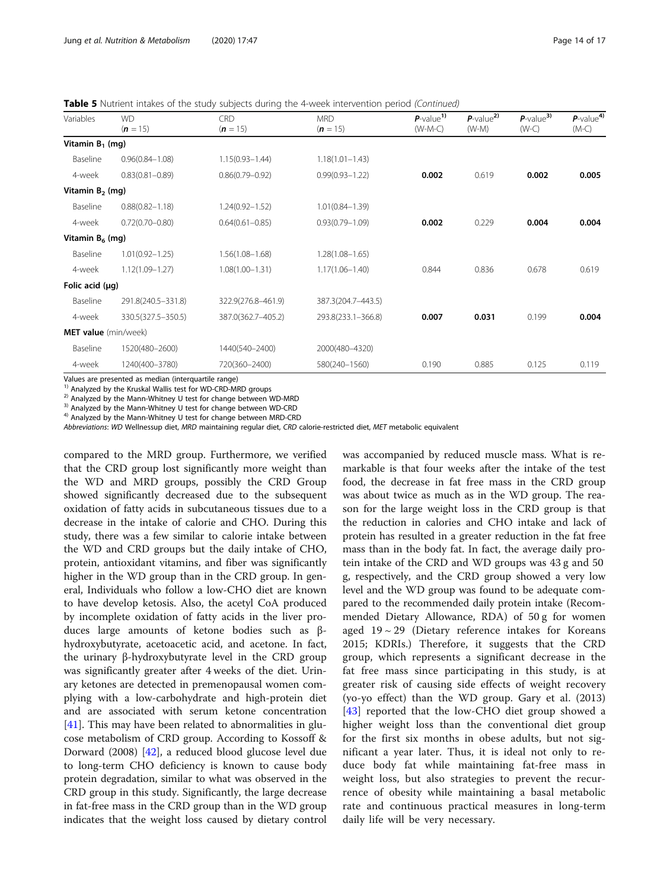**Table 5** Nutrient intakes of the study subjects during the 4-week intervention period *(Continued)*

| Variables | WD ($n$ = 15) | CRD ($n$ = 15) | MRD ($n$ = 15) | $P$-value[1)] (W-M-C) | $P$-value[2)] (W-M) | $P$-value[3)] (W-C) | $P$-value[4)] (M-C) |
|---|---|---|---|---|---|---|---|
| **Vitamin $B_1$ (mg)** | | | | | | | |
| Baseline | 0.96(0.84–1.08) | 1.15(0.93–1.44) | 1.18(1.01–1.43) | | | | |
| 4-week | 0.83(0.81–0.89) | 0.86(0.79–0.92) | 0.99(0.93–1.22) | **0.002** | 0.619 | **0.002** | **0.005** |
| **Vitamin $B_2$ (mg)** | | | | | | | |
| Baseline | 0.88(0.82–1.18) | 1.24(0.92–1.52) | 1.01(0.84–1.39) | | | | |
| 4-week | 0.72(0.70–0.80) | 0.64(0.61–0.85) | 0.93(0.79–1.09) | **0.002** | 0.229 | **0.004** | **0.004** |
| **Vitamin $B_6$ (mg)** | | | | | | | |
| Baseline | 1.01(0.92–1.25) | 1.56(1.08–1.68) | 1.28(1.08–1.65) | | | | |
| 4-week | 1.12(1.09–1.27) | 1.08(1.00–1.31) | 1.17(1.06–1.40) | 0.844 | 0.836 | 0.678 | 0.619 |
| **Folic acid (μg)** | | | | | | | |
| Baseline | 291.8(240.5–331.8) | 322.9(276.8–461.9) | 387.3(204.7–443.5) | | | | |
| 4-week | 330.5(327.5–350.5) | 387.0(362.7–405.2) | 293.8(233.1–366.8) | **0.007** | **0.031** | 0.199 | **0.004** |
| **MET value** (min/week) | | | | | | | |
| Baseline | 1520(480–2600) | 1440(540–2400) | 2000(480–4320) | | | | |
| 4-week | 1240(400–3780) | 720(360–2400) | 580(240–1560) | 0.190 | 0.885 | 0.125 | 0.119 |

Values are presented as median (interquartile range)
[1)] Analyzed by the Kruskal Wallis test for WD-CRD-MRD groups
[2)] Analyzed by the Mann-Whitney U test for change between WD-MRD
[3)] Analyzed by the Mann-Whitney U test for change between WD-CRD
[4)] Analyzed by the Mann-Whitney U test for change between MRD-CRD
*Abbreviations*: *WD* Wellnessup diet, *MRD* maintaining regular diet, *CRD* calorie-restricted diet, *MET* metabolic equivalent

compared to the MRD group. Furthermore, we verified that the CRD group lost significantly more weight than the WD and MRD groups, possibly the CRD Group showed significantly decreased due to the subsequent oxidation of fatty acids in subcutaneous tissues due to a decrease in the intake of calorie and CHO. During this study, there was a few similar to calorie intake between the WD and CRD groups but the daily intake of CHO, protein, antioxidant vitamins, and fiber was significantly higher in the WD group than in the CRD group. In general, Individuals who follow a low-CHO diet are known to have develop ketosis. Also, the acetyl CoA produced by incomplete oxidation of fatty acids in the liver produces large amounts of ketone bodies such as β-hydroxybutyrate, acetoacetic acid, and acetone. In fact, the urinary β-hydroxybutyrate level in the CRD group was significantly greater after 4 weeks of the diet. Urinary ketones are detected in premenopausal women complying with a low-carbohydrate and high-protein diet and are associated with serum ketone concentration [41]. This may have been related to abnormalities in glucose metabolism of CRD group. According to Kossoff & Dorward (2008) [42], a reduced blood glucose level due to long-term CHO deficiency is known to cause body protein degradation, similar to what was observed in the CRD group in this study. Significantly, the large decrease in fat-free mass in the CRD group than in the WD group indicates that the weight loss caused by dietary control was accompanied by reduced muscle mass. What is remarkable is that four weeks after the intake of the test food, the decrease in fat free mass in the CRD group was about twice as much as in the WD group. The reason for the large weight loss in the CRD group is that the reduction in calories and CHO intake and lack of protein has resulted in a greater reduction in the fat free mass than in the body fat. In fact, the average daily protein intake of the CRD and WD groups was 43 g and 50 g, respectively, and the CRD group showed a very low level and the WD group was found to be adequate compared to the recommended daily protein intake (Recommended Dietary Allowance, RDA) of 50 g for women aged 19 ~ 29 (Dietary reference intakes for Koreans 2015; KDRIs.) Therefore, it suggests that the CRD group, which represents a significant decrease in the fat free mass since participating in this study, is at greater risk of causing side effects of weight recovery (yo-yo effect) than the WD group. Gary et al. (2013) [43] reported that the low-CHO diet group showed a higher weight loss than the conventional diet group for the first six months in obese adults, but not significant a year later. Thus, it is ideal not only to reduce body fat while maintaining fat-free mass in weight loss, but also strategies to prevent the recurrence of obesity while maintaining a basal metabolic rate and continuous practical measures in long-term daily life will be very necessary.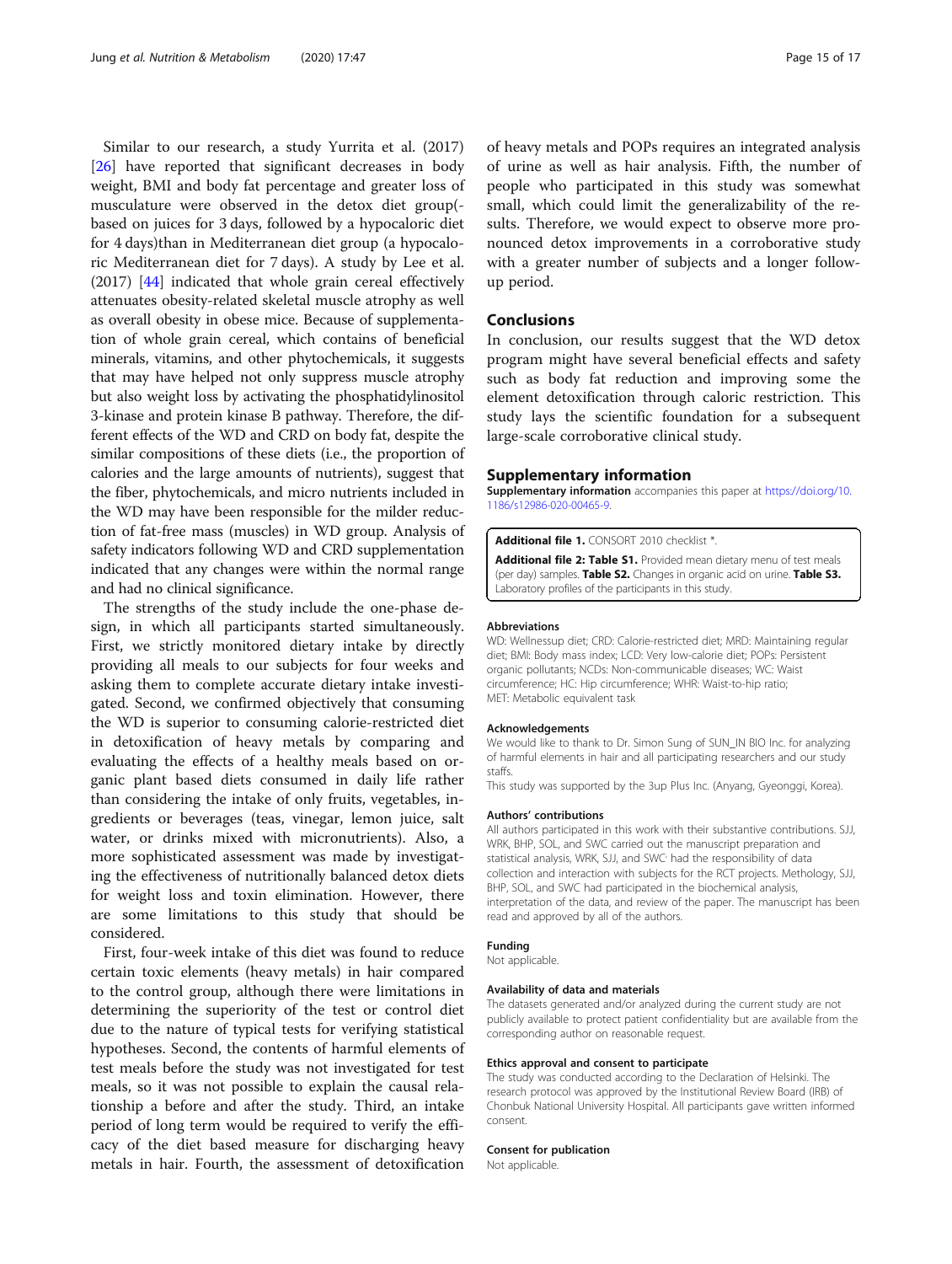Similar to our research, a study Yurrita et al. (2017) [26] have reported that significant decreases in body weight, BMI and body fat percentage and greater loss of musculature were observed in the detox diet group(-based on juices for 3 days, followed by a hypocaloric diet for 4 days)than in Mediterranean diet group (a hypocaloric Mediterranean diet for 7 days). A study by Lee et al. (2017) [44] indicated that whole grain cereal effectively attenuates obesity-related skeletal muscle atrophy as well as overall obesity in obese mice. Because of supplementation of whole grain cereal, which contains of beneficial minerals, vitamins, and other phytochemicals, it suggests that may have helped not only suppress muscle atrophy but also weight loss by activating the phosphatidylinositol 3-kinase and protein kinase B pathway. Therefore, the different effects of the WD and CRD on body fat, despite the similar compositions of these diets (i.e., the proportion of calories and the large amounts of nutrients), suggest that the fiber, phytochemicals, and micro nutrients included in the WD may have been responsible for the milder reduction of fat-free mass (muscles) in WD group. Analysis of safety indicators following WD and CRD supplementation indicated that any changes were within the normal range and had no clinical significance.

The strengths of the study include the one-phase design, in which all participants started simultaneously. First, we strictly monitored dietary intake by directly providing all meals to our subjects for four weeks and asking them to complete accurate dietary intake investigated. Second, we confirmed objectively that consuming the WD is superior to consuming calorie-restricted diet in detoxification of heavy metals by comparing and evaluating the effects of a healthy meals based on organic plant based diets consumed in daily life rather than considering the intake of only fruits, vegetables, ingredients or beverages (teas, vinegar, lemon juice, salt water, or drinks mixed with micronutrients). Also, a more sophisticated assessment was made by investigating the effectiveness of nutritionally balanced detox diets for weight loss and toxin elimination. However, there are some limitations to this study that should be considered.

First, four-week intake of this diet was found to reduce certain toxic elements (heavy metals) in hair compared to the control group, although there were limitations in determining the superiority of the test or control diet due to the nature of typical tests for verifying statistical hypotheses. Second, the contents of harmful elements of test meals before the study was not investigated for test meals, so it was not possible to explain the causal relationship a before and after the study. Third, an intake period of long term would be required to verify the efficacy of the diet based measure for discharging heavy metals in hair. Fourth, the assessment of detoxification of heavy metals and POPs requires an integrated analysis of urine as well as hair analysis. Fifth, the number of people who participated in this study was somewhat small, which could limit the generalizability of the results. Therefore, we would expect to observe more pronounced detox improvements in a corroborative study with a greater number of subjects and a longer follow-up period.

## Conclusions

In conclusion, our results suggest that the WD detox program might have several beneficial effects and safety such as body fat reduction and improving some the element detoxification through caloric restriction. This study lays the scientific foundation for a subsequent large-scale corroborative clinical study.

## Supplementary information

**Supplementary information** accompanies this paper at https://doi.org/10.1186/s12986-020-00465-9.

**Additional file 1.** CONSORT 2010 checklist *.

**Additional file 2: Table S1.** Provided mean dietary menu of test meals (per day) samples. **Table S2.** Changes in organic acid on urine. **Table S3.** Laboratory profiles of the participants in this study.

#### Abbreviations

WD: Wellnessup diet; CRD: Calorie-restricted diet; MRD: Maintaining regular diet; BMI: Body mass index; LCD: Very low-calorie diet; POPs: Persistent organic pollutants; NCDs: Non-communicable diseases; WC: Waist circumference; HC: Hip circumference; WHR: Waist-to-hip ratio; MET: Metabolic equivalent task

#### Acknowledgements

We would like to thank to Dr. Simon Sung of SUN_IN BIO Inc. for analyzing of harmful elements in hair and all participating researchers and our study staffs.

This study was supported by the 3up Plus Inc. (Anyang, Gyeonggi, Korea).

#### Authors' contributions

All authors participated in this work with their substantive contributions. SJJ, WRK, BHP, SOL, and SWC carried out the manuscript preparation and statistical analysis, WRK, SJJ, and SWC· had the responsibility of data collection and interaction with subjects for the RCT projects. Methology, SJJ, BHP, SOL, and SWC had participated in the biochemical analysis, interpretation of the data, and review of the paper. The manuscript has been read and approved by all of the authors.

#### Funding

Not applicable.

#### Availability of data and materials

The datasets generated and/or analyzed during the current study are not publicly available to protect patient confidentiality but are available from the corresponding author on reasonable request.

#### Ethics approval and consent to participate

The study was conducted according to the Declaration of Helsinki. The research protocol was approved by the Institutional Review Board (IRB) of Chonbuk National University Hospital. All participants gave written informed consent.

#### Consent for publication

Not applicable.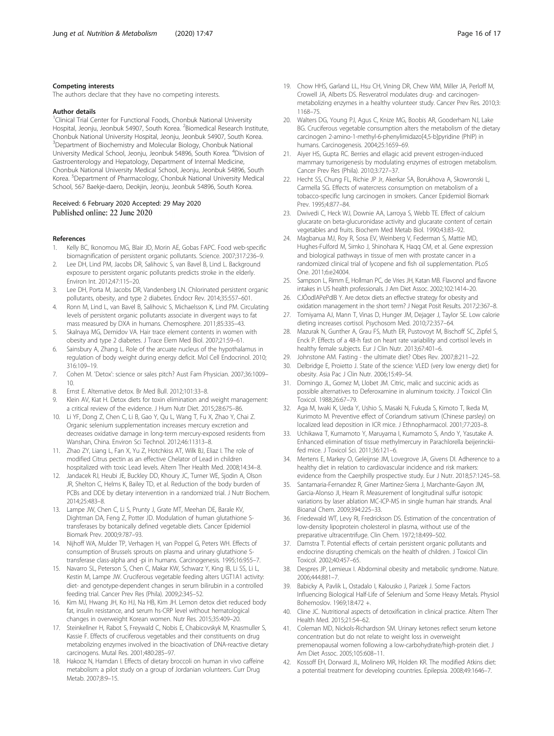#### Competing interests

The authors declare that they have no competing interests.

#### Author details

[1]Clinical Trial Center for Functional Foods, Chonbuk National University Hospital, Jeonju, Jeonbuk 54907, South Korea. [2]Biomedical Research Institute, Chonbuk National University Hospital, Jeonju, Jeonbuk 54907, South Korea. [3]Department of Biochemistry and Molecular Biology, Chonbuk National University Medical School, Jeonju, Jeonbuk 54896, South Korea. [4]Division of Gastroenterology and Hepatology, Department of Internal Medicine, Chonbuk National University Medical School, Jeonju, Jeonbuk 54896, South Korea. [5]Department of Pharmacology, Chonbuk National University Medical School, 567 Baekje-daero, Deokjin, Jeonju, Jeonbuk 54896, South Korea.

Received: 6 February 2020 Accepted: 29 May 2020
Published online: 22 June 2020

#### References

1. Kelly BC, Ikonomou MG, Blair JD, Morin AE, Gobas FAPC. Food web-specific biomagnification of persistent organic pollutants. Science. 2007;317:236–9.
2. Lee DH, Lind PM, Jacobs DR, Salihovic S, van Bavel B, Lind L. Background exposure to persistent organic pollutants predicts stroke in the elderly. Environ Int. 2012;47:115–20.
3. Lee DH, Porta M, Jacobs DR, Vandenberg LN. Chlorinated persistent organic pollutants, obesity, and type 2 diabetes. Endocr Rev. 2014;35:557–601.
4. Ronn M, Lind L, van Bavel B, Salihovic S, Michaelsson K, Lind PM. Circulating levels of persistent organic pollutants associate in divergent ways to fat mass measured by DXA in humans. Chemosphere. 2011;85:335–43.
5. Skalnaya MG, Demidov VA. Hair trace element contents in women with obesity and type 2 diabetes. J Trace Elem Med Biol. 2007;21:59–61.
6. Sainsbury A, Zhang L. Role of the arcuate nucleus of the hypothalamus in regulation of body weight during energy deficit. Mol Cell Endocrinol. 2010; 316:109–19.
7. Cohen M. 'Detox': science or sales pitch? Aust Fam Physician. 2007;36:1009–10.
8. Ernst E. Alternative detox. Br Med Bull. 2012;101:33–8.
9. Klein AV, Kiat H. Detox diets for toxin elimination and weight management: a critical review of the evidence. J Hum Nutr Diet. 2015;28:675–86.
10. Li YF, Dong Z, Chen C, Li B, Gao Y, Qu L, Wang T, Fu X, Zhao Y, Chai Z. Organic selenium supplementation increases mercury excretion and decreases oxidative damage in long-term mercury-exposed residents from Wanshan, China. Environ Sci Technol. 2012;46:11313–8.
11. Zhao ZY, Liang L, Fan X, Yu Z, Hotchkiss AT, Wilk BJ, Eliaz I. The role of modified Citrus pectin as an effective Chelator of Lead in children hospitalized with toxic Lead levels. Altern Ther Health Med. 2008;14:34–8.
12. Jandacek RJ, Heubi JE, Buckley DD, Khoury JC, Turner WE, Sjodin A, Olson JR, Shelton C, Helms K, Bailey TD, et al. Reduction of the body burden of PCBs and DDE by dietary intervention in a randomized trial. J Nutr Biochem. 2014;25:483–8.
13. Lampe JW, Chen C, Li S, Prunty J, Grate MT, Meehan DE, Barale KV, Dightman DA, Feng Z, Potter JD. Modulation of human glutathione S-transferases by botanically defined vegetable diets. Cancer Epidemiol Biomark Prev. 2000;9:787–93.
14. Nijhoff WA, Mulder TP, Verhagen H, van Poppel G, Peters WH. Effects of consumption of Brussels sprouts on plasma and urinary glutathione S-transferase class-alpha and -pi in humans. Carcinogenesis. 1995;16:955–7.
15. Navarro SL, Peterson S, Chen C, Makar KW, Schwarz Y, King IB, Li SS, Li L, Kestin M, Lampe JW. Cruciferous vegetable feeding alters UGT1A1 activity: diet- and genotype-dependent changes in serum bilirubin in a controlled feeding trial. Cancer Prev Res (Phila). 2009;2:345–52.
16. Kim MJ, Hwang JH, Ko HJ, Na HB, Kim JH. Lemon detox diet reduced body fat, insulin resistance, and serum hs-CRP level without hematological changes in overweight Korean women. Nutr Res. 2015;35:409–20.
17. Steinkellner H, Rabot S, Freywald C, Nobis E, Chabicovskyk M, Knasmuller S, Kassie F. Effects of cruciferous vegetables and their constituents on drug metabolizing enzymes involved in the bioactivation of DNA-reactive dietary carcinogens. Mutat Res. 2001;480:285–97.
18. Hakooz N, Hamdan I. Effects of dietary broccoli on human in vivo caffeine metabolism: a pilot study on a group of Jordanian volunteers. Curr Drug Metab. 2007;8:9–15.
19. Chow HHS, Garland LL, Hsu CH, Vining DR, Chew WM, Miller JA, Perloff M, Crowell JA, Alberts DS. Resveratrol modulates drug- and carcinogen-metabolizing enzymes in a healthy volunteer study. Cancer Prev Res. 2010;3: 1168–75.
20. Walters DG, Young PJ, Agus C, Knize MG, Boobis AR, Gooderham NJ, Lake BG. Cruciferous vegetable consumption alters the metabolism of the dietary carcinogen 2-amino-1-methyl-6-phenylimidazo[4,5-b]pyridine (PhIP) in humans. Carcinogenesis. 2004;25:1659–69.
21. Aiyer HS, Gupta RC. Berries and ellagic acid prevent estrogen-induced mammary tumorigenesis by modulating enzymes of estrogen metabolism. Cancer Prev Res (Phila). 2010;3:727–37.
22. Hecht SS, Chung FL, Richie JP Jr, Akerkar SA, Borukhova A, Skowronski L, Carmella SG. Effects of watercress consumption on metabolism of a tobacco-specific lung carcinogen in smokers. Cancer Epidemiol Biomark Prev. 1995;4:877–84.
23. Dwivedi C, Heck WJ, Downie AA, Larroya S, Webb TE. Effect of calcium glucarate on beta-glucuronidase activity and glucarate content of certain vegetables and fruits. Biochem Med Metab Biol. 1990;43:83–92.
24. Magbanua MJ, Roy R, Sosa EV, Weinberg V, Federman S, Mattie MD, Hughes-Fulford M, Simko J, Shinohara K, Haqq CM, et al. Gene expression and biological pathways in tissue of men with prostate cancer in a randomized clinical trial of lycopene and fish oil supplementation. PLoS One. 2011;6:e24004.
25. Sampson L, Rimm E, Hollman PC, de Vries JH, Katan MB. Flavonol and flavone intakes in US health professionals. J Am Diet Assoc. 2002;102:1414–20.
26. CJÓodIAPePdlB Y. Are detox diets an effective strategy for obesity and oxidation management in the short term? J Negat Posit Results. 2017;2:367–8.
27. Tomiyama AJ, Mann T, Vinas D, Hunger JM, Dejager J, Taylor SE. Low calorie dieting increases cortisol. Psychosom Med. 2010;72:357–64.
28. Mazurak N, Gunther A, Grau FS, Muth ER, Pustovoyt M, Bischoff SC, Zipfel S, Enck P. Effects of a 48-h fast on heart rate variability and cortisol levels in healthy female subjects. Eur J Clin Nutr. 2013;67:401–6.
29. Johnstone AM. Fasting - the ultimate diet? Obes Rev. 2007;8:211–22.
30. Delbridge E, Proietto J. State of the science: VLED (very low energy diet) for obesity. Asia Pac J Clin Nutr. 2006;15:49–54.
31. Domingo JL, Gomez M, Llobet JM. Citric, malic and succinic acids as possible alternatives to Deferoxamine in aluminum toxicity. J Toxicol Clin Toxicol. 1988;26:67–79.
32. Aga M, Iwaki K, Ueda Y, Ushio S, Masaki N, Fukuda S, Kimoto T, Ikeda M, Kurimoto M. Preventive effect of Coriandrum sativum (Chinese parsley) on localized lead deposition in ICR mice. J Ethnopharmacol. 2001;77:203–8.
33. Uchikawa T, Kumamoto Y, Maruyama I, Kumamoto S, Ando Y, Yasutake A. Enhanced elimination of tissue methylmercury in Parachlorella beijerinckii-fed mice. J Toxicol Sci. 2011;36:121–6.
34. Mertens E, Markey O, Geleijnse JM, Lovegrove JA, Givens DI. Adherence to a healthy diet in relation to cardiovascular incidence and risk markers: evidence from the Caerphilly prospective study. Eur J Nutr. 2018;57:1245–58.
35. Santamaria-Fernandez R, Giner Martinez-Sierra J, Marchante-Gayon JM, Garcia-Alonso JI, Hearn R. Measurement of longitudinal sulfur isotopic variations by laser ablation MC-ICP-MS in single human hair strands. Anal Bioanal Chem. 2009;394:225–33.
36. Friedewald WT, Levy RI, Fredrickson DS. Estimation of the concentration of low-density lipoprotein cholesterol in plasma, without use of the preparative ultracentrifuge. Clin Chem. 1972;18:499–502.
37. Damstra T. Potential effects of certain persistent organic pollutants and endocrine disrupting chemicals on the health of children. J Toxicol Clin Toxicol. 2002;40:457–65.
38. Despres JP, Lemieux I. Abdominal obesity and metabolic syndrome. Nature. 2006;444:881–7.
39. Babicky A, Pavlik L, Ostadalo I, Kalousko J, Parizek J. Some Factors Influencing Biological Half-Life of Selenium and Some Heavy Metals. Physiol Bohemoslov. 1969;18:472 +.
40. Cline JC. Nutritional aspects of detoxification in clinical practice. Altern Ther Health Med. 2015;21:54–62.
41. Coleman MD, Nickols-Richardson SM. Urinary ketones reflect serum ketone concentration but do not relate to weight loss in overweight premenopausal women following a low-carbohydrate/high-protein diet. J Am Diet Assoc. 2005;105:608–11.
42. Kossoff EH, Dorward JL, Molinero MR, Holden KR. The modified Atkins diet: a potential treatment for developing countries. Epilepsia. 2008;49:1646–7.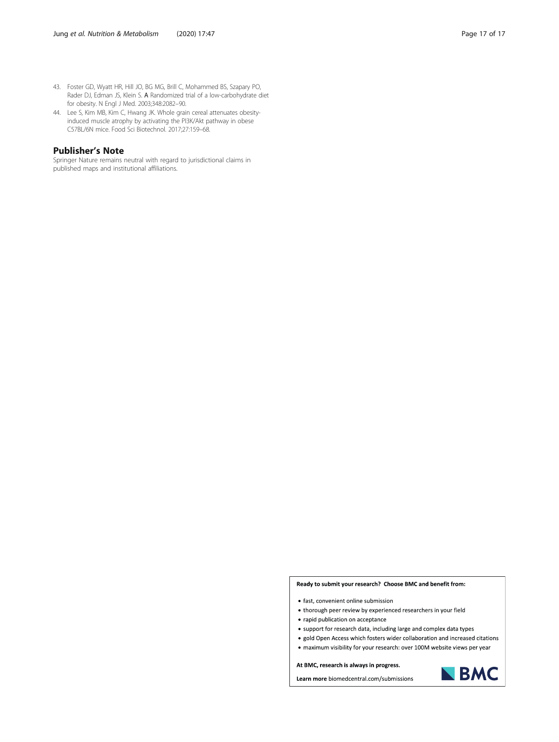43. Foster GD, Wyatt HR, Hill JO, BG MG, Brill C, Mohammed BS, Szapary PO, Rader DJ, Edman JS, Klein S. A Randomized trial of a low-carbohydrate diet for obesity. N Engl J Med. 2003;348:2082–90.
44. Lee S, Kim MB, Kim C, Hwang JK. Whole grain cereal attenuates obesity-induced muscle atrophy by activating the PI3K/Akt pathway in obese C57BL/6N mice. Food Sci Biotechnol. 2017;27:159–68.

## Publisher's Note

Springer Nature remains neutral with regard to jurisdictional claims in published maps and institutional affiliations.

**Ready to submit your research? Choose BMC and benefit from:**

- fast, convenient online submission
- thorough peer review by experienced researchers in your field
- rapid publication on acceptance
- support for research data, including large and complex data types
- gold Open Access which fosters wider collaboration and increased citations
- maximum visibility for your research: over 100M website views per year

**At BMC, research is always in progress.**

**Learn more** biomedcentral.com/submissions

BMC